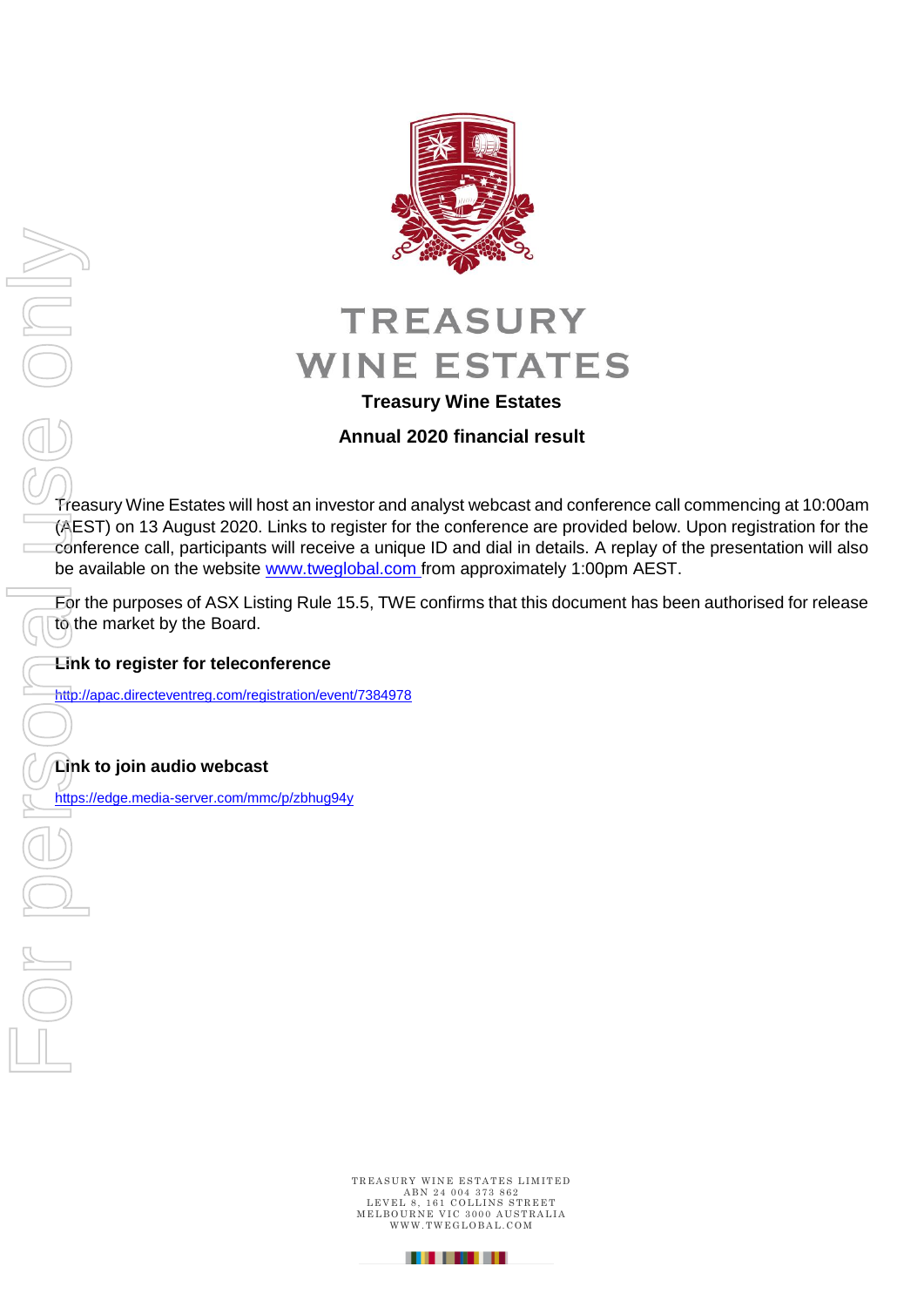# TREASURY WINE ESTATES

**Treasury Wine Estates**

**Annual 2020 financial result**

Treasury Wine Estates will host an investor and analyst webcast and conference call commencing at 10:00am (AEST) on 13 August 2020. Links to register for the conference are provided below. Upon registration for the conference call, participants will receive a unique ID and dial in details. A replay of the presentation will also be available on the website www.tweglobal.com from approximately 1:00pm AEST.

For the purposes of ASX Listing Rule 15.5, TWE confirms that this document has been authorised for release to the market by the Board.

**Link to register for teleconference**

http://apac.directeventreg.com/registration/event/7384978

**Link to join audio webcast**

https://edge.media-server.com/mmc/p/zbhug94y

TREASURY WINE ESTATES LIMITED
ABN 24 004 373 862
LEVEL 8, 161 COLLINS STREET
MELBOURNE VIC 3000 AUSTRALIA
WWW.TWEGLOBAL.COM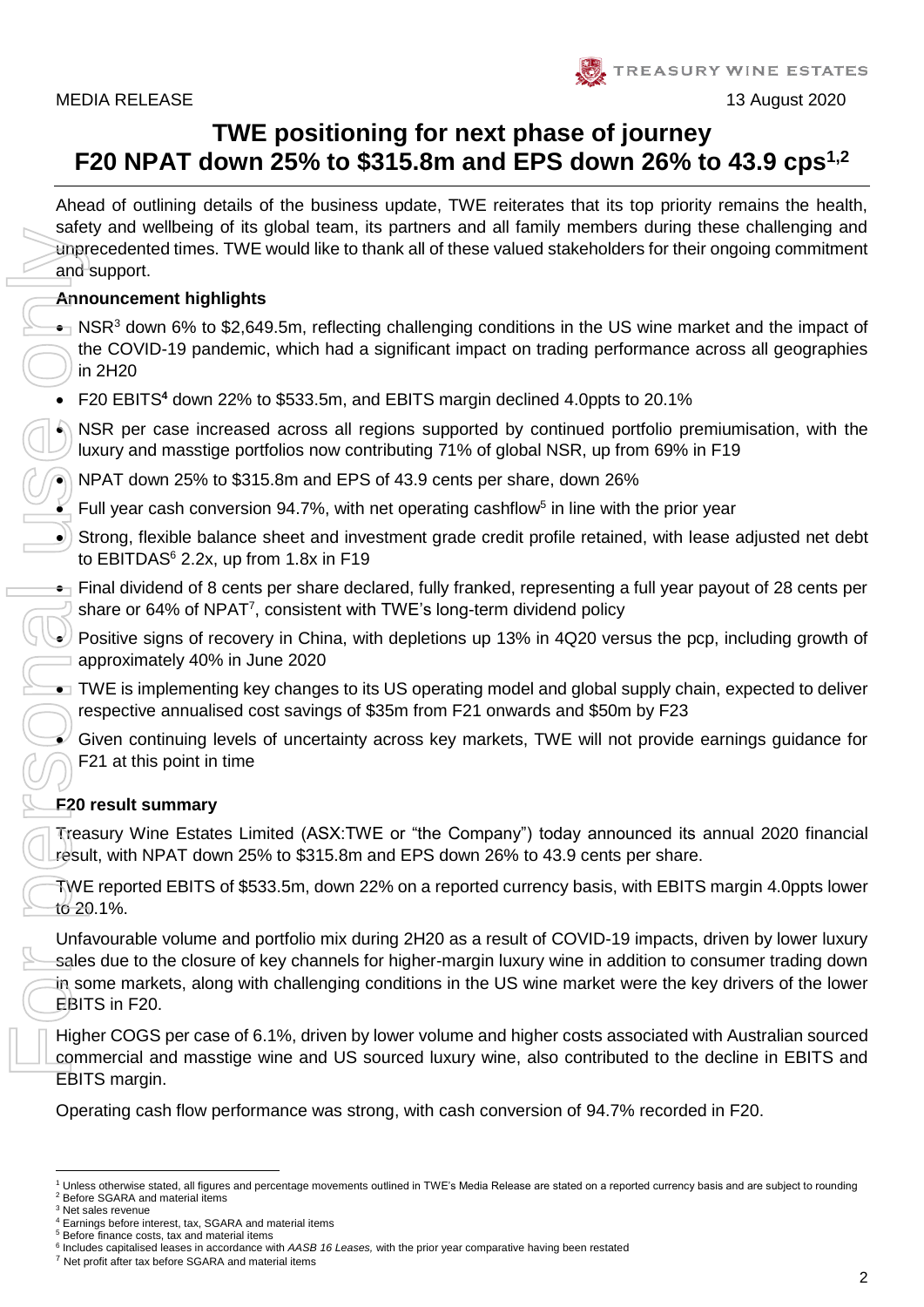MEDIA RELEASE

13 August 2020

# TWE positioning for next phase of journey
# F20 NPAT down 25% to \$315.8m and EPS down 26% to 43.9 cps[1,2]

Ahead of outlining details of the business update, TWE reiterates that its top priority remains the health, safety and wellbeing of its global team, its partners and all family members during these challenging and unprecedented times. TWE would like to thank all of these valued stakeholders for their ongoing commitment and support.

**Announcement highlights**

- NSR[3] down 6% to \$2,649.5m, reflecting challenging conditions in the US wine market and the impact of the COVID-19 pandemic, which had a significant impact on trading performance across all geographies in 2H20
- F20 EBITS[4] down 22% to \$533.5m, and EBITS margin declined 4.0ppts to 20.1%
- NSR per case increased across all regions supported by continued portfolio premiumisation, with the luxury and masstige portfolios now contributing 71% of global NSR, up from 69% in F19
- NPAT down 25% to \$315.8m and EPS of 43.9 cents per share, down 26%
- Full year cash conversion 94.7%, with net operating cashflow[5] in line with the prior year
- Strong, flexible balance sheet and investment grade credit profile retained, with lease adjusted net debt to EBITDAS[6] 2.2x, up from 1.8x in F19
- Final dividend of 8 cents per share declared, fully franked, representing a full year payout of 28 cents per share or 64% of NPAT[7], consistent with TWE's long-term dividend policy
- Positive signs of recovery in China, with depletions up 13% in 4Q20 versus the pcp, including growth of approximately 40% in June 2020
- TWE is implementing key changes to its US operating model and global supply chain, expected to deliver respective annualised cost savings of \$35m from F21 onwards and \$50m by F23
- Given continuing levels of uncertainty across key markets, TWE will not provide earnings guidance for F21 at this point in time

**F20 result summary**

Treasury Wine Estates Limited (ASX:TWE or "the Company") today announced its annual 2020 financial result, with NPAT down 25% to \$315.8m and EPS down 26% to 43.9 cents per share.

TWE reported EBITS of \$533.5m, down 22% on a reported currency basis, with EBITS margin 4.0ppts lower to 20.1%.

Unfavourable volume and portfolio mix during 2H20 as a result of COVID-19 impacts, driven by lower luxury sales due to the closure of key channels for higher-margin luxury wine in addition to consumer trading down in some markets, along with challenging conditions in the US wine market were the key drivers of the lower EBITS in F20.

Higher COGS per case of 6.1%, driven by lower volume and higher costs associated with Australian sourced commercial and masstige wine and US sourced luxury wine, also contributed to the decline in EBITS and EBITS margin.

Operating cash flow performance was strong, with cash conversion of 94.7% recorded in F20.

---

[1] Unless otherwise stated, all figures and percentage movements outlined in TWE's Media Release are stated on a reported currency basis and are subject to rounding
[2] Before SGARA and material items
[3] Net sales revenue
[4] Earnings before interest, tax, SGARA and material items
[5] Before finance costs, tax and material items
[6] Includes capitalised leases in accordance with *AASB 16 Leases,* with the prior year comparative having been restated
[7] Net profit after tax before SGARA and material items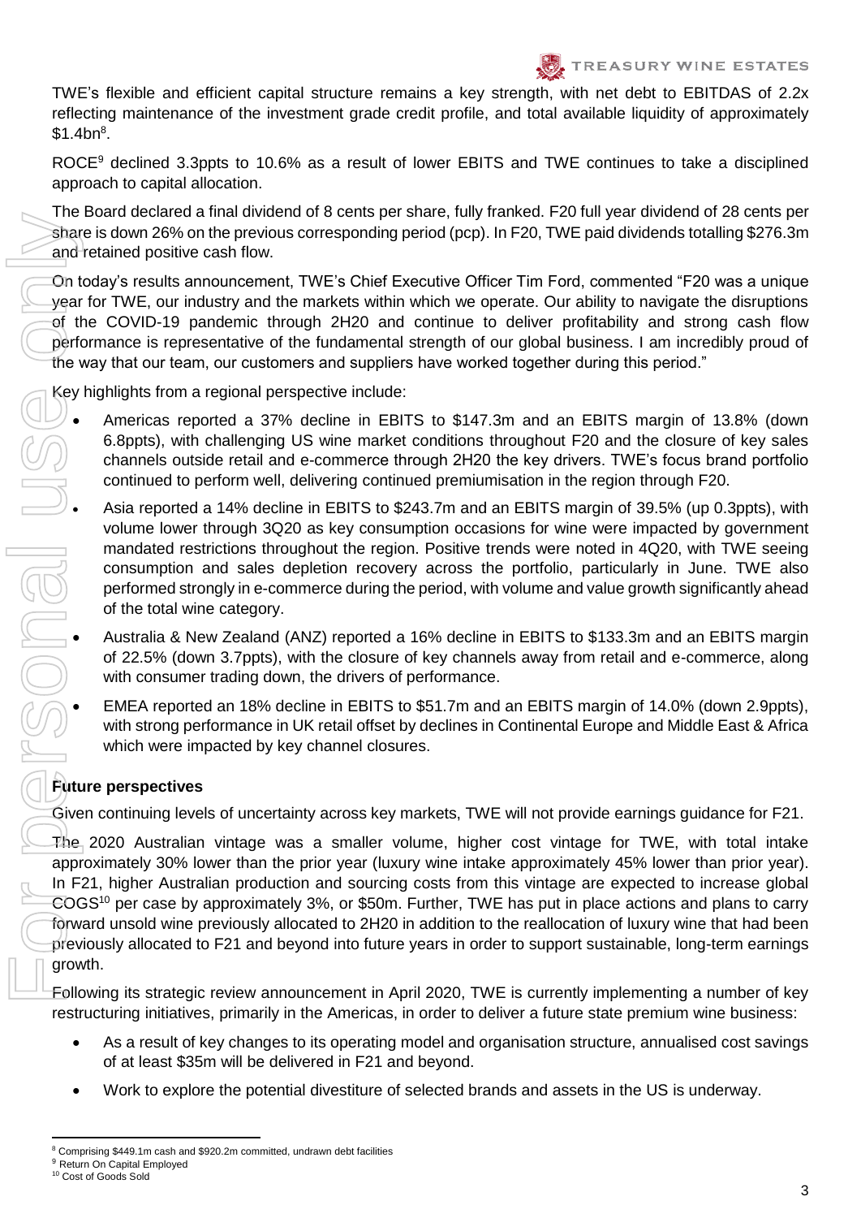TWE's flexible and efficient capital structure remains a key strength, with net debt to EBITDAS of 2.2x reflecting maintenance of the investment grade credit profile, and total available liquidity of approximately $1.4bn[8].

ROCE[9] declined 3.3ppts to 10.6% as a result of lower EBITS and TWE continues to take a disciplined approach to capital allocation.

The Board declared a final dividend of 8 cents per share, fully franked. F20 full year dividend of 28 cents per share is down 26% on the previous corresponding period (pcp). In F20, TWE paid dividends totalling $276.3m and retained positive cash flow.

On today's results announcement, TWE's Chief Executive Officer Tim Ford, commented "F20 was a unique year for TWE, our industry and the markets within which we operate. Our ability to navigate the disruptions of the COVID-19 pandemic through 2H20 and continue to deliver profitability and strong cash flow performance is representative of the fundamental strength of our global business. I am incredibly proud of the way that our team, our customers and suppliers have worked together during this period."

Key highlights from a regional perspective include:

- Americas reported a 37% decline in EBITS to $147.3m and an EBITS margin of 13.8% (down 6.8ppts), with challenging US wine market conditions throughout F20 and the closure of key sales channels outside retail and e-commerce through 2H20 the key drivers. TWE's focus brand portfolio continued to perform well, delivering continued premiumisation in the region through F20.
- Asia reported a 14% decline in EBITS to $243.7m and an EBITS margin of 39.5% (up 0.3ppts), with volume lower through 3Q20 as key consumption occasions for wine were impacted by government mandated restrictions throughout the region. Positive trends were noted in 4Q20, with TWE seeing consumption and sales depletion recovery across the portfolio, particularly in June. TWE also performed strongly in e-commerce during the period, with volume and value growth significantly ahead of the total wine category.
- Australia & New Zealand (ANZ) reported a 16% decline in EBITS to $133.3m and an EBITS margin of 22.5% (down 3.7ppts), with the closure of key channels away from retail and e-commerce, along with consumer trading down, the drivers of performance.
- EMEA reported an 18% decline in EBITS to $51.7m and an EBITS margin of 14.0% (down 2.9ppts), with strong performance in UK retail offset by declines in Continental Europe and Middle East & Africa which were impacted by key channel closures.

**Future perspectives**

Given continuing levels of uncertainty across key markets, TWE will not provide earnings guidance for F21.

The 2020 Australian vintage was a smaller volume, higher cost vintage for TWE, with total intake approximately 30% lower than the prior year (luxury wine intake approximately 45% lower than prior year). In F21, higher Australian production and sourcing costs from this vintage are expected to increase global COGS[10] per case by approximately 3%, or $50m. Further, TWE has put in place actions and plans to carry forward unsold wine previously allocated to 2H20 in addition to the reallocation of luxury wine that had been previously allocated to F21 and beyond into future years in order to support sustainable, long-term earnings growth.

Following its strategic review announcement in April 2020, TWE is currently implementing a number of key restructuring initiatives, primarily in the Americas, in order to deliver a future state premium wine business:

- As a result of key changes to its operating model and organisation structure, annualised cost savings of at least $35m will be delivered in F21 and beyond.
- Work to explore the potential divestiture of selected brands and assets in the US is underway.

[8] Comprising $449.1m cash and $920.2m committed, undrawn debt facilities
[9] Return On Capital Employed
[10] Cost of Goods Sold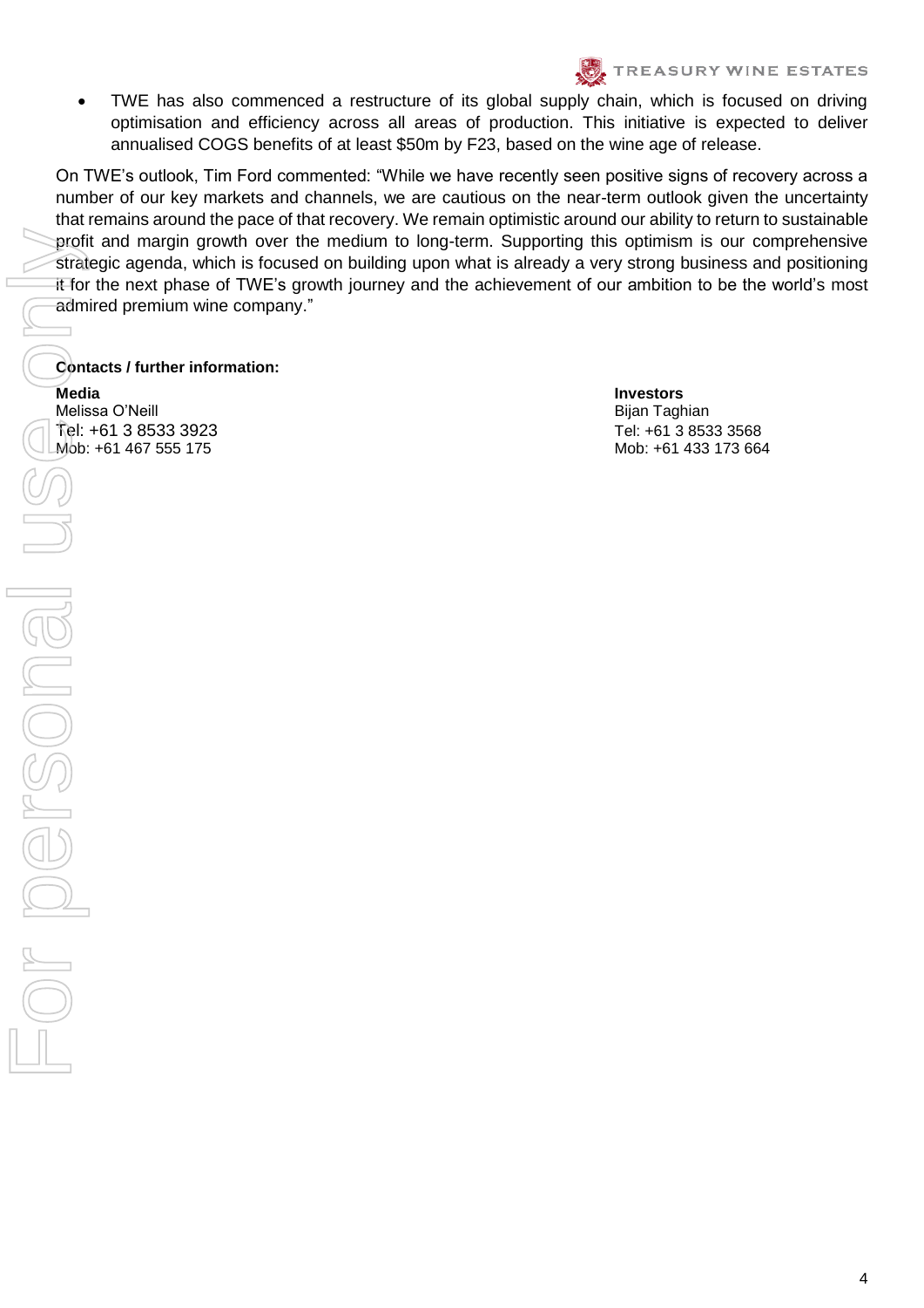- TWE has also commenced a restructure of its global supply chain, which is focused on driving optimisation and efficiency across all areas of production. This initiative is expected to deliver annualised COGS benefits of at least $50m by F23, based on the wine age of release.

On TWE's outlook, Tim Ford commented: "While we have recently seen positive signs of recovery across a number of our key markets and channels, we are cautious on the near-term outlook given the uncertainty that remains around the pace of that recovery. We remain optimistic around our ability to return to sustainable profit and margin growth over the medium to long-term. Supporting this optimism is our comprehensive strategic agenda, which is focused on building upon what is already a very strong business and positioning it for the next phase of TWE's growth journey and the achievement of our ambition to be the world's most admired premium wine company."

**Contacts / further information:**

**Media**
Melissa O'Neill
Tel: +61 3 8533 3923
Mob: +61 467 555 175

**Investors**
Bijan Taghian
Tel: +61 3 8533 3568
Mob: +61 433 173 664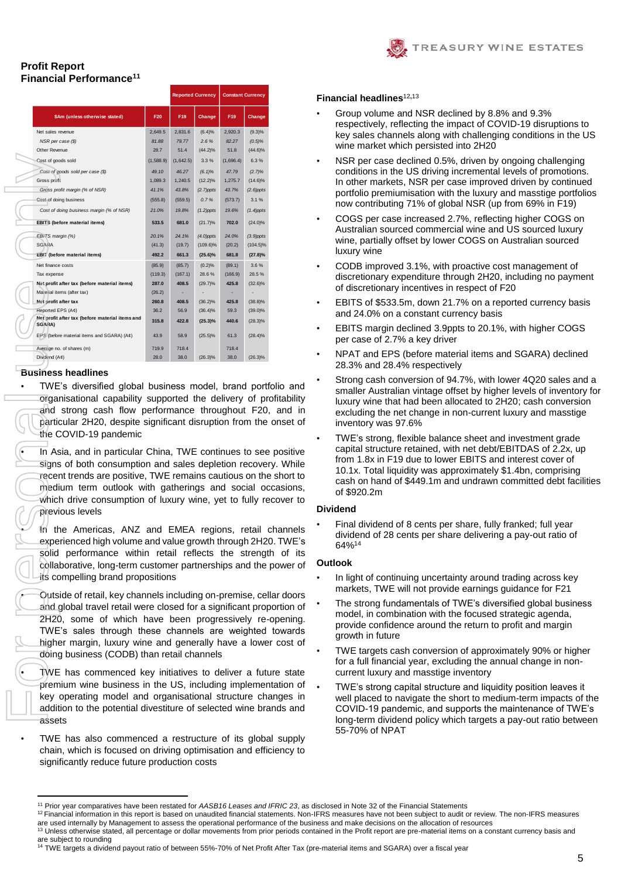## Profit Report

## Financial Performance[11]

| $Am (unless otherwise stated) | Reported Currency | | | Constant Currency | |
|---|---|---|---|---|---|
| | F20 | F19 | Change | F19 | Change |
| Net sales revenue | 2,649.5 | 2,831.6 | (6.4)% | 2,920.3 | (9.3)% |
| *NSR per case ($)* | *81.88* | *79.77* | *2.6 %* | *82.27* | *(0.5)%* |
| Other Revenue | 28.7 | 51.4 | (44.2)% | 51.8 | (44.6)% |
| Cost of goods sold | (1,588.9) | (1,642.5) | 3.3 % | (1,696.4) | 6.3 % |
| *Cost of goods sold per case ($)* | *49.10* | *46.27* | *(6.1)%* | *47.79* | *(2.7)%* |
| Gross profit | 1,089.3 | 1,240.5 | (12.2)% | 1,275.7 | (14.6)% |
| *Gross profit margin (% of NSR)* | *41.1%* | *43.8%* | *(2.7)ppts* | *43.7%* | *(2.6)ppts* |
| Cost of doing business | (555.8) | (559.5) | 0.7 % | (573.7) | 3.1 % |
| *Cost of doing business margin (% of NSR)* | *21.0%* | *19.8%* | *(1.2)ppts* | *19.6%* | *(1.4)ppts* |
| **EBITS (before material items)** | **533.5** | **681.0** | **(21.7)%** | **702.0** | **(24.0)%** |
| *EBITS margin (%)* | *20.1%* | *24.1%* | *(4.0)ppts* | *24.0%* | *(3.9)ppts* |
| SGARA | (41.3) | (19.7) | (109.6)% | (20.2) | (104.5)% |
| **EBIT (before material items)** | **492.2** | **661.3** | **(25.6)%** | **681.8** | **(27.8)%** |
| Net finance costs | (85.9) | (85.7) | (0.2)% | (89.1) | 3.6 % |
| Tax expense | (119.3) | (167.1) | 28.6 % | (166.9) | 28.5 % |
| **Net profit after tax (before material items)** | **287.0** | **408.5** | **(29.7)%** | **425.8** | **(32.6)%** |
| Material items (after tax) | (26.2) | - | - | - | - |
| **Net profit after tax** | **260.8** | **408.5** | **(36.2)%** | **425.8** | **(38.8)%** |
| Reported EPS (A¢) | 36.2 | 56.9 | (36.4)% | 59.3 | (39.0)% |
| **Net profit after tax (before material items and SGARA)** | **315.8** | **422.8** | **(25.3)%** | **440.6** | **(28.3)%** |
| EPS (before material items and SGARA) (A¢) | 43.9 | 58.9 | (25.5)% | 61.3 | (28.4)% |
| Average no. of shares (m) | 719.9 | 718.4 | | 718.4 | |
| Dividend (A¢) | 28.0 | 38.0 | (26.3)% | 38.0 | (26.3)% |

### Business headlines

- TWE's diversified global business model, brand portfolio and organisational capability supported the delivery of profitability and strong cash flow performance throughout F20, and in particular 2H20, despite significant disruption from the onset of the COVID-19 pandemic
- In Asia, and in particular China, TWE continues to see positive signs of both consumption and sales depletion recovery. While recent trends are positive, TWE remains cautious on the short to medium term outlook with gatherings and social occasions, which drive consumption of luxury wine, yet to fully recover to previous levels
- In the Americas, ANZ and EMEA regions, retail channels experienced high volume and value growth through 2H20. TWE's solid performance within retail reflects the strength of its collaborative, long-term customer partnerships and the power of its compelling brand propositions
- Outside of retail, key channels including on-premise, cellar doors and global travel retail were closed for a significant proportion of 2H20, some of which have been progressively re-opening. TWE's sales through these channels are weighted towards higher margin, luxury wine and generally have a lower cost of doing business (CODB) than retail channels
- TWE has commenced key initiatives to deliver a future state premium wine business in the US, including implementation of key operating model and organisational structure changes in addition to the potential divestiture of selected wine brands and assets
- TWE has also commenced a restructure of its global supply chain, which is focused on driving optimisation and efficiency to significantly reduce future production costs

### Financial headlines[12,13]

- Group volume and NSR declined by 8.8% and 9.3% respectively, reflecting the impact of COVID-19 disruptions to key sales channels along with challenging conditions in the US wine market which persisted into 2H20
- NSR per case declined 0.5%, driven by ongoing challenging conditions in the US driving incremental levels of promotions. In other markets, NSR per case improved driven by continued portfolio premiumisation with the luxury and masstige portfolios now contributing 71% of global NSR (up from 69% in F19)
- COGS per case increased 2.7%, reflecting higher COGS on Australian sourced commercial wine and US sourced luxury wine, partially offset by lower COGS on Australian sourced luxury wine
- CODB improved 3.1%, with proactive cost management of discretionary expenditure through 2H20, including no payment of discretionary incentives in respect of F20
- EBITS of $533.5m, down 21.7% on a reported currency basis and 24.0% on a constant currency basis
- EBITS margin declined 3.9ppts to 20.1%, with higher COGS per case of 2.7% a key driver
- NPAT and EPS (before material items and SGARA) declined 28.3% and 28.4% respectively
- Strong cash conversion of 94.7%, with lower 4Q20 sales and a smaller Australian vintage offset by higher levels of inventory for luxury wine that had been allocated to 2H20; cash conversion excluding the net change in non-current luxury and masstige inventory was 97.6%
- TWE's strong, flexible balance sheet and investment grade capital structure retained, with net debt/EBITDAS of 2.2x, up from 1.8x in F19 due to lower EBITS and interest cover of 10.1x. Total liquidity was approximately $1.4bn, comprising cash on hand of $449.1m and undrawn committed debt facilities of $920.2m

### Dividend

- Final dividend of 8 cents per share, fully franked; full year dividend of 28 cents per share delivering a pay-out ratio of 64%[14]

### Outlook

- In light of continuing uncertainty around trading across key markets, TWE will not provide earnings guidance for F21
- The strong fundamentals of TWE's diversified global business model, in combination with the focused strategic agenda, provide confidence around the return to profit and margin growth in future
- TWE targets cash conversion of approximately 90% or higher for a full financial year, excluding the annual change in non-current luxury and masstige inventory
- TWE's strong capital structure and liquidity position leaves it well placed to navigate the short to medium-term impacts of the COVID-19 pandemic, and supports the maintenance of TWE's long-term dividend policy which targets a pay-out ratio between 55-70% of NPAT

---

[11] Prior year comparatives have been restated for *AASB16 Leases and IFRIC 23*, as disclosed in Note 32 of the Financial Statements

[12] Financial information in this report is based on unaudited financial statements. Non-IFRS measures have not been subject to audit or review. The non-IFRS measures are used internally by Management to assess the operational performance of the business and make decisions on the allocation of resources

[13] Unless otherwise stated, all percentage or dollar movements from prior periods contained in the Profit report are pre-material items on a constant currency basis and are subject to rounding

[14] TWE targets a dividend payout ratio of between 55%-70% of Net Profit After Tax (pre-material items and SGARA) over a fiscal year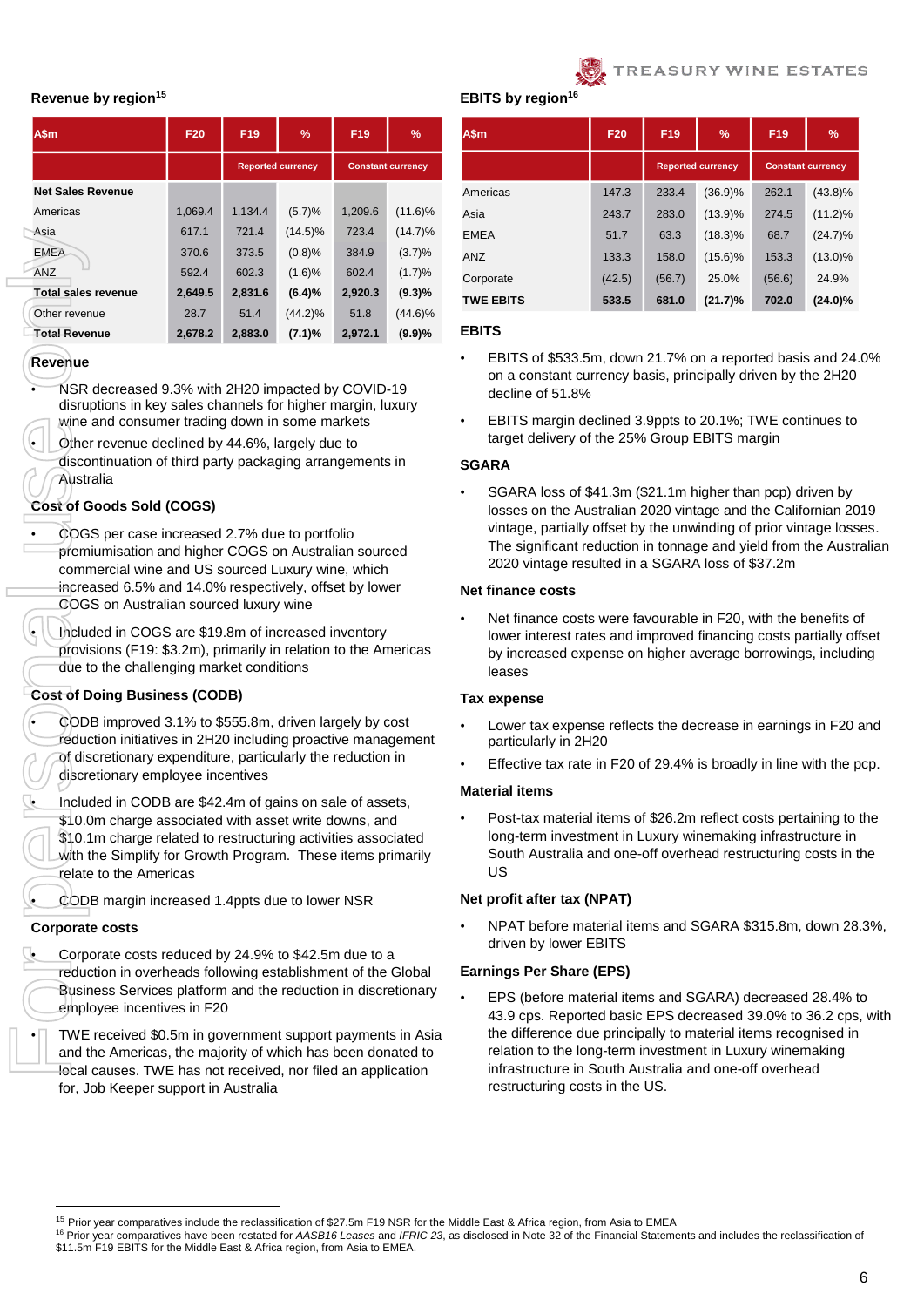## Revenue by region[15]

| A$m | F20 | F19 | % | F19 | % |
|---|---|---|---|---|---|
| | | Reported currency | | Constant currency | |
| **Net Sales Revenue** | | | | | |
| Americas | 1,069.4 | 1,134.4 | (5.7)% | 1,209.6 | (11.6)% |
| Asia | 617.1 | 721.4 | (14.5)% | 723.4 | (14.7)% |
| EMEA | 370.6 | 373.5 | (0.8)% | 384.9 | (3.7)% |
| ANZ | 592.4 | 602.3 | (1.6)% | 602.4 | (1.7)% |
| **Total sales revenue** | **2,649.5** | **2,831.6** | **(6.4)%** | **2,920.3** | **(9.3)%** |
| Other revenue | 28.7 | 51.4 | (44.2)% | 51.8 | (44.6)% |
| **Total Revenue** | **2,678.2** | **2,883.0** | **(7.1)%** | **2,972.1** | **(9.9)%** |

### Revenue

- NSR decreased 9.3% with 2H20 impacted by COVID-19 disruptions in key sales channels for higher margin, luxury wine and consumer trading down in some markets
- Other revenue declined by 44.6%, largely due to discontinuation of third party packaging arrangements in Australia

### Cost of Goods Sold (COGS)

- COGS per case increased 2.7% due to portfolio premiumisation and higher COGS on Australian sourced commercial wine and US sourced Luxury wine, which increased 6.5% and 14.0% respectively, offset by lower COGS on Australian sourced luxury wine
- Included in COGS are $19.8m of increased inventory provisions (F19: $3.2m), primarily in relation to the Americas due to the challenging market conditions

### Cost of Doing Business (CODB)

- CODB improved 3.1% to $555.8m, driven largely by cost reduction initiatives in 2H20 including proactive management of discretionary expenditure, particularly the reduction in discretionary employee incentives
- Included in CODB are $42.4m of gains on sale of assets, $10.0m charge associated with asset write downs, and $10.1m charge related to restructuring activities associated with the Simplify for Growth Program. These items primarily relate to the Americas
- CODB margin increased 1.4ppts due to lower NSR

### Corporate costs

- Corporate costs reduced by 24.9% to $42.5m due to a reduction in overheads following establishment of the Global Business Services platform and the reduction in discretionary employee incentives in F20
- TWE received $0.5m in government support payments in Asia and the Americas, the majority of which has been donated to local causes. TWE has not received, nor filed an application for, Job Keeper support in Australia

## EBITS by region[16]

| A$m | F20 | F19 | % | F19 | % |
|---|---|---|---|---|---|
| | | Reported currency | | Constant currency | |
| Americas | 147.3 | 233.4 | (36.9)% | 262.1 | (43.8)% |
| Asia | 243.7 | 283.0 | (13.9)% | 274.5 | (11.2)% |
| EMEA | 51.7 | 63.3 | (18.3)% | 68.7 | (24.7)% |
| ANZ | 133.3 | 158.0 | (15.6)% | 153.3 | (13.0)% |
| Corporate | (42.5) | (56.7) | 25.0% | (56.6) | 24.9% |
| **TWE EBITS** | **533.5** | **681.0** | **(21.7)%** | **702.0** | **(24.0)%** |

### EBITS

- EBITS of $533.5m, down 21.7% on a reported basis and 24.0% on a constant currency basis, principally driven by the 2H20 decline of 51.8%
- EBITS margin declined 3.9ppts to 20.1%; TWE continues to target delivery of the 25% Group EBITS margin

### SGARA

- SGARA loss of $41.3m ($21.1m higher than pcp) driven by losses on the Australian 2020 vintage and the Californian 2019 vintage, partially offset by the unwinding of prior vintage losses. The significant reduction in tonnage and yield from the Australian 2020 vintage resulted in a SGARA loss of $37.2m

### Net finance costs

- Net finance costs were favourable in F20, with the benefits of lower interest rates and improved financing costs partially offset by increased expense on higher average borrowings, including leases

### Tax expense

- Lower tax expense reflects the decrease in earnings in F20 and particularly in 2H20
- Effective tax rate in F20 of 29.4% is broadly in line with the pcp.

### Material items

- Post-tax material items of $26.2m reflect costs pertaining to the long-term investment in Luxury winemaking infrastructure in South Australia and one-off overhead restructuring costs in the US

### Net profit after tax (NPAT)

- NPAT before material items and SGARA $315.8m, down 28.3%, driven by lower EBITS

### Earnings Per Share (EPS)

- EPS (before material items and SGARA) decreased 28.4% to 43.9 cps. Reported basic EPS decreased 39.0% to 36.2 cps, with the difference due principally to material items recognised in relation to the long-term investment in Luxury winemaking infrastructure in South Australia and one-off overhead restructuring costs in the US.

---

[15] Prior year comparatives include the reclassification of $27.5m F19 NSR for the Middle East & Africa region, from Asia to EMEA

[16] Prior year comparatives have been restated for *AASB16 Leases* and *IFRIC 23*, as disclosed in Note 32 of the Financial Statements and includes the reclassification of $11.5m F19 EBITS for the Middle East & Africa region, from Asia to EMEA.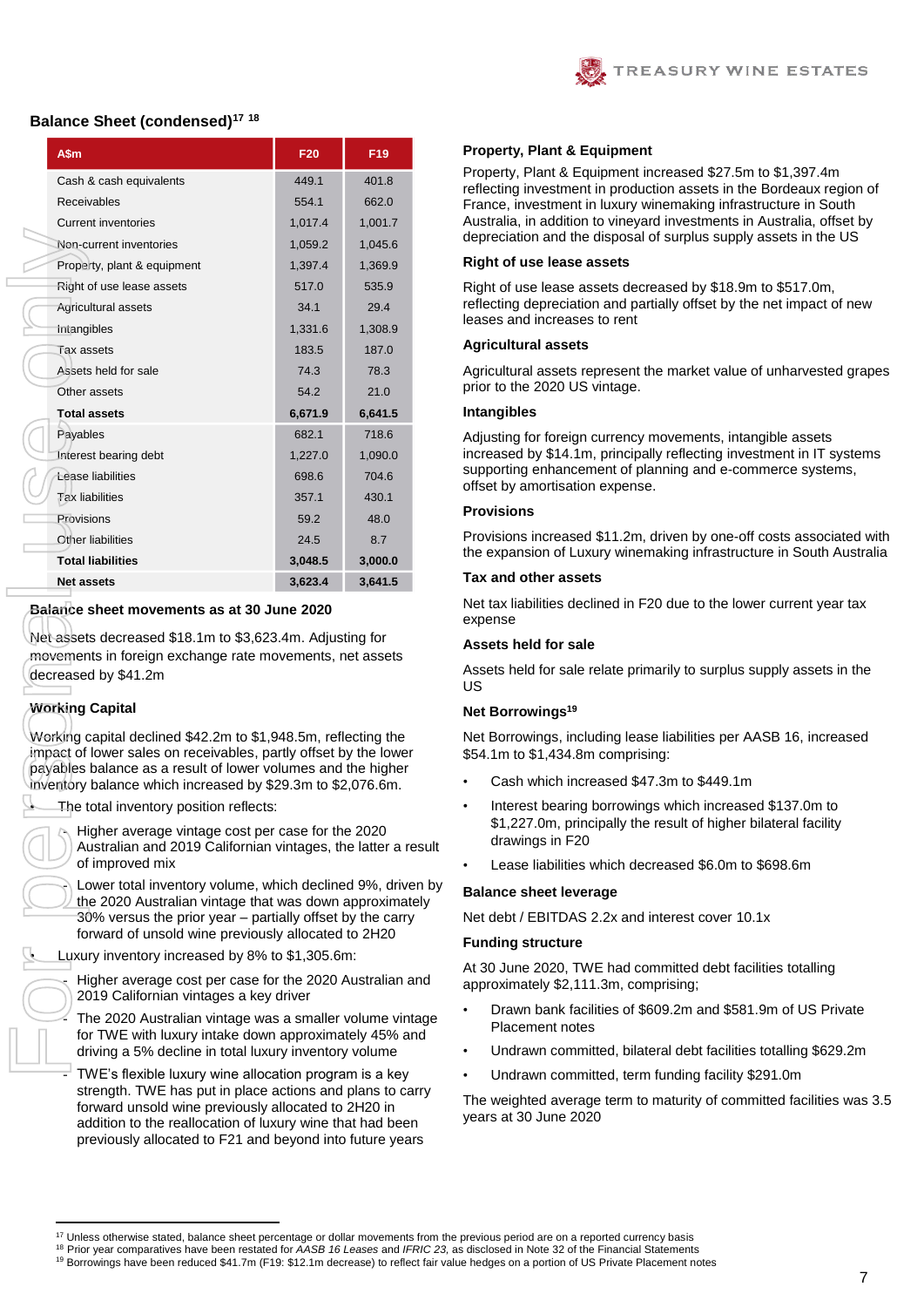## Balance Sheet (condensed)[17] [18]

| A$m | F20 | F19 |
|---|---|---|
| Cash & cash equivalents | 449.1 | 401.8 |
| Receivables | 554.1 | 662.0 |
| Current inventories | 1,017.4 | 1,001.7 |
| Non-current inventories | 1,059.2 | 1,045.6 |
| Property, plant & equipment | 1,397.4 | 1,369.9 |
| Right of use lease assets | 517.0 | 535.9 |
| Agricultural assets | 34.1 | 29.4 |
| Intangibles | 1,331.6 | 1,308.9 |
| Tax assets | 183.5 | 187.0 |
| Assets held for sale | 74.3 | 78.3 |
| Other assets | 54.2 | 21.0 |
| **Total assets** | **6,671.9** | **6,641.5** |
| Payables | 682.1 | 718.6 |
| Interest bearing debt | 1,227.0 | 1,090.0 |
| Lease liabilities | 698.6 | 704.6 |
| Tax liabilities | 357.1 | 430.1 |
| Provisions | 59.2 | 48.0 |
| Other liabilities | 24.5 | 8.7 |
| **Total liabilities** | **3,048.5** | **3,000.0** |
| **Net assets** | **3,623.4** | **3,641.5** |

### Balance sheet movements as at 30 June 2020

Net assets decreased $18.1m to $3,623.4m. Adjusting for movements in foreign exchange rate movements, net assets decreased by $41.2m

### Working Capital

Working capital declined $42.2m to $1,948.5m, reflecting the impact of lower sales on receivables, partly offset by the lower payables balance as a result of lower volumes and the higher inventory balance which increased by $29.3m to $2,076.6m.

- The total inventory position reflects:
  - Higher average vintage cost per case for the 2020 Australian and 2019 Californian vintages, the latter a result of improved mix
  - Lower total inventory volume, which declined 9%, driven by the 2020 Australian vintage that was down approximately 30% versus the prior year – partially offset by the carry forward of unsold wine previously allocated to 2H20
- Luxury inventory increased by 8% to $1,305.6m:
  - Higher average cost per case for the 2020 Australian and 2019 Californian vintages a key driver
  - The 2020 Australian vintage was a smaller volume vintage for TWE with luxury intake down approximately 45% and driving a 5% decline in total luxury inventory volume
  - TWE's flexible luxury wine allocation program is a key strength. TWE has put in place actions and plans to carry forward unsold wine previously allocated to 2H20 in addition to the reallocation of luxury wine that had been previously allocated to F21 and beyond into future years

### Property, Plant & Equipment

Property, Plant & Equipment increased $27.5m to $1,397.4m reflecting investment in production assets in the Bordeaux region of France, investment in luxury winemaking infrastructure in South Australia, in addition to vineyard investments in Australia, offset by depreciation and the disposal of surplus supply assets in the US

### Right of use lease assets

Right of use lease assets decreased by $18.9m to $517.0m, reflecting depreciation and partially offset by the net impact of new leases and increases to rent

### Agricultural assets

Agricultural assets represent the market value of unharvested grapes prior to the 2020 US vintage.

### Intangibles

Adjusting for foreign currency movements, intangible assets increased by $14.1m, principally reflecting investment in IT systems supporting enhancement of planning and e-commerce systems, offset by amortisation expense.

### Provisions

Provisions increased $11.2m, driven by one-off costs associated with the expansion of Luxury winemaking infrastructure in South Australia

### Tax and other assets

Net tax liabilities declined in F20 due to the lower current year tax expense

### Assets held for sale

Assets held for sale relate primarily to surplus supply assets in the US

### Net Borrowings[19]

Net Borrowings, including lease liabilities per AASB 16, increased $54.1m to $1,434.8m comprising:

- Cash which increased $47.3m to $449.1m
- Interest bearing borrowings which increased $137.0m to $1,227.0m, principally the result of higher bilateral facility drawings in F20
- Lease liabilities which decreased $6.0m to $698.6m

### Balance sheet leverage

Net debt / EBITDAS 2.2x and interest cover 10.1x

### Funding structure

At 30 June 2020, TWE had committed debt facilities totalling approximately $2,111.3m, comprising;

- Drawn bank facilities of $609.2m and $581.9m of US Private Placement notes
- Undrawn committed, bilateral debt facilities totalling $629.2m
- Undrawn committed, term funding facility $291.0m

The weighted average term to maturity of committed facilities was 3.5 years at 30 June 2020

---

[17] Unless otherwise stated, balance sheet percentage or dollar movements from the previous period are on a reported currency basis
[18] Prior year comparatives have been restated for *AASB 16 Leases* and *IFRIC 23*, as disclosed in Note 32 of the Financial Statements
[19] Borrowings have been reduced $41.7m (F19: $12.1m decrease) to reflect fair value hedges on a portion of US Private Placement notes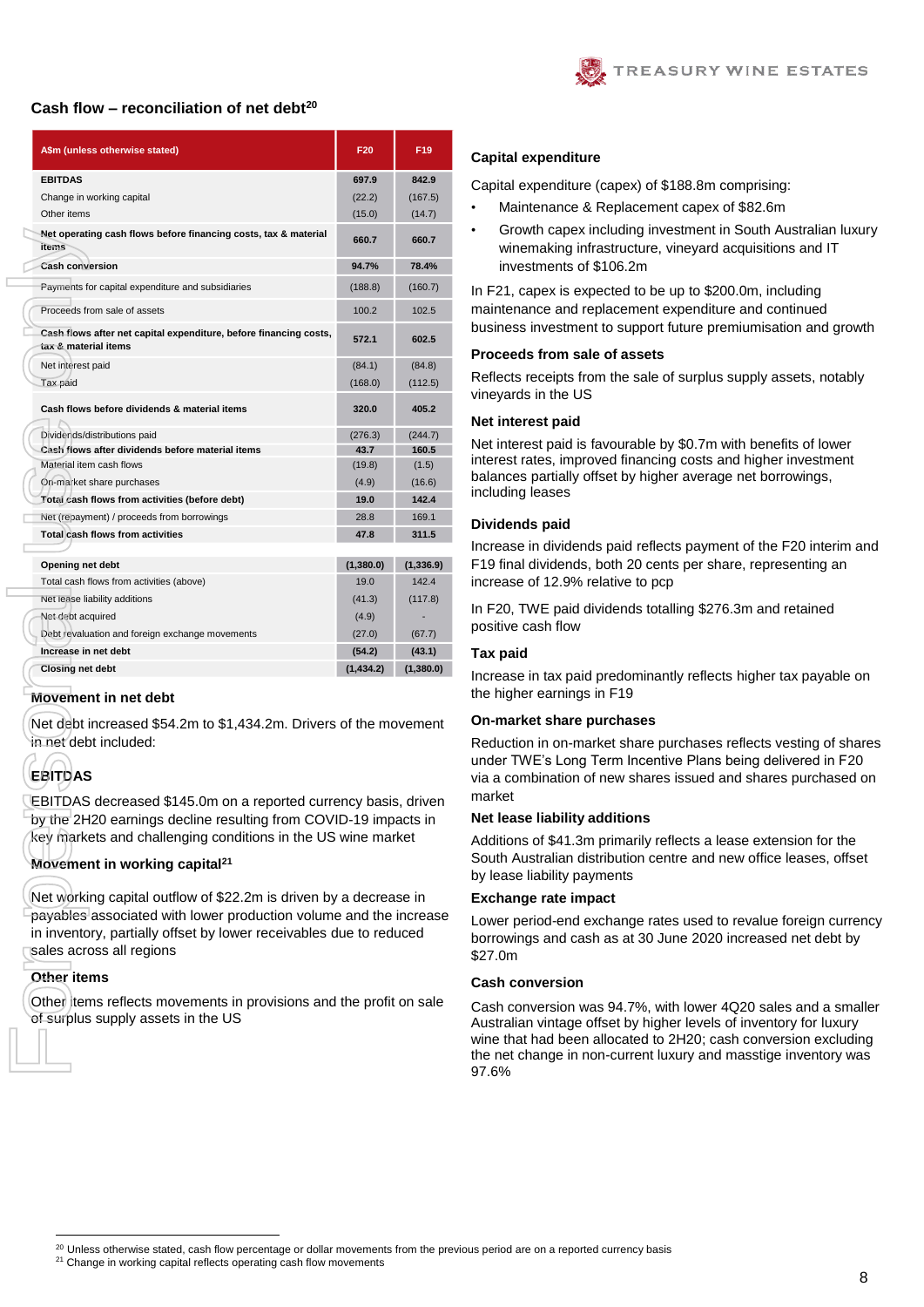## Cash flow – reconciliation of net debt[20]

| A$m (unless otherwise stated) | F20 | F19 |
|---|---|---|
| **EBITDAS** | **697.9** | **842.9** |
| Change in working capital | (22.2) | (167.5) |
| Other items | (15.0) | (14.7) |
| **Net operating cash flows before financing costs, tax & material items** | **660.7** | **660.7** |
| **Cash conversion** | **94.7%** | **78.4%** |
| Payments for capital expenditure and subsidiaries | (188.8) | (160.7) |
| Proceeds from sale of assets | 100.2 | 102.5 |
| **Cash flows after net capital expenditure, before financing costs, tax & material items** | **572.1** | **602.5** |
| Net interest paid | (84.1) | (84.8) |
| Tax paid | (168.0) | (112.5) |
| **Cash flows before dividends & material items** | **320.0** | **405.2** |
| Dividends/distributions paid | (276.3) | (244.7) |
| **Cash flows after dividends before material items** | **43.7** | **160.5** |
| Material item cash flows | (19.8) | (1.5) |
| On-market share purchases | (4.9) | (16.6) |
| **Total cash flows from activities (before debt)** | **19.0** | **142.4** |
| Net (repayment) / proceeds from borrowings | 28.8 | 169.1 |
| **Total cash flows from activities** | **47.8** | **311.5** |
| | | |
| **Opening net debt** | **(1,380.0)** | **(1,336.9)** |
| Total cash flows from activities (above) | 19.0 | 142.4 |
| Net lease liability additions | (41.3) | (117.8) |
| Net debt acquired | (4.9) | - |
| Debt revaluation and foreign exchange movements | (27.0) | (67.7) |
| **Increase in net debt** | **(54.2)** | **(43.1)** |
| **Closing net debt** | **(1,434.2)** | **(1,380.0)** |

### Movement in net debt

Net debt increased $54.2m to $1,434.2m. Drivers of the movement in net debt included:

### EBITDAS

EBITDAS decreased $145.0m on a reported currency basis, driven by the 2H20 earnings decline resulting from COVID-19 impacts in key markets and challenging conditions in the US wine market

### Movement in working capital[21]

Net working capital outflow of $22.2m is driven by a decrease in payables associated with lower production volume and the increase in inventory, partially offset by lower receivables due to reduced sales across all regions

### Other items

Other items reflects movements in provisions and the profit on sale of surplus supply assets in the US

### Capital expenditure

Capital expenditure (capex) of $188.8m comprising:

- Maintenance & Replacement capex of $82.6m
- Growth capex including investment in South Australian luxury winemaking infrastructure, vineyard acquisitions and IT investments of $106.2m

In F21, capex is expected to be up to $200.0m, including maintenance and replacement expenditure and continued business investment to support future premiumisation and growth

### Proceeds from sale of assets

Reflects receipts from the sale of surplus supply assets, notably vineyards in the US

### Net interest paid

Net interest paid is favourable by $0.7m with benefits of lower interest rates, improved financing costs and higher investment balances partially offset by higher average net borrowings, including leases

### Dividends paid

Increase in dividends paid reflects payment of the F20 interim and F19 final dividends, both 20 cents per share, representing an increase of 12.9% relative to pcp

In F20, TWE paid dividends totalling $276.3m and retained positive cash flow

### Tax paid

Increase in tax paid predominantly reflects higher tax payable on the higher earnings in F19

### On-market share purchases

Reduction in on-market share purchases reflects vesting of shares under TWE's Long Term Incentive Plans being delivered in F20 via a combination of new shares issued and shares purchased on market

### Net lease liability additions

Additions of $41.3m primarily reflects a lease extension for the South Australian distribution centre and new office leases, offset by lease liability payments

### Exchange rate impact

Lower period-end exchange rates used to revalue foreign currency borrowings and cash as at 30 June 2020 increased net debt by $27.0m

### Cash conversion

Cash conversion was 94.7%, with lower 4Q20 sales and a smaller Australian vintage offset by higher levels of inventory for luxury wine that had been allocated to 2H20; cash conversion excluding the net change in non-current luxury and masstige inventory was 97.6%

---

[20] Unless otherwise stated, cash flow percentage or dollar movements from the previous period are on a reported currency basis

[21] Change in working capital reflects operating cash flow movements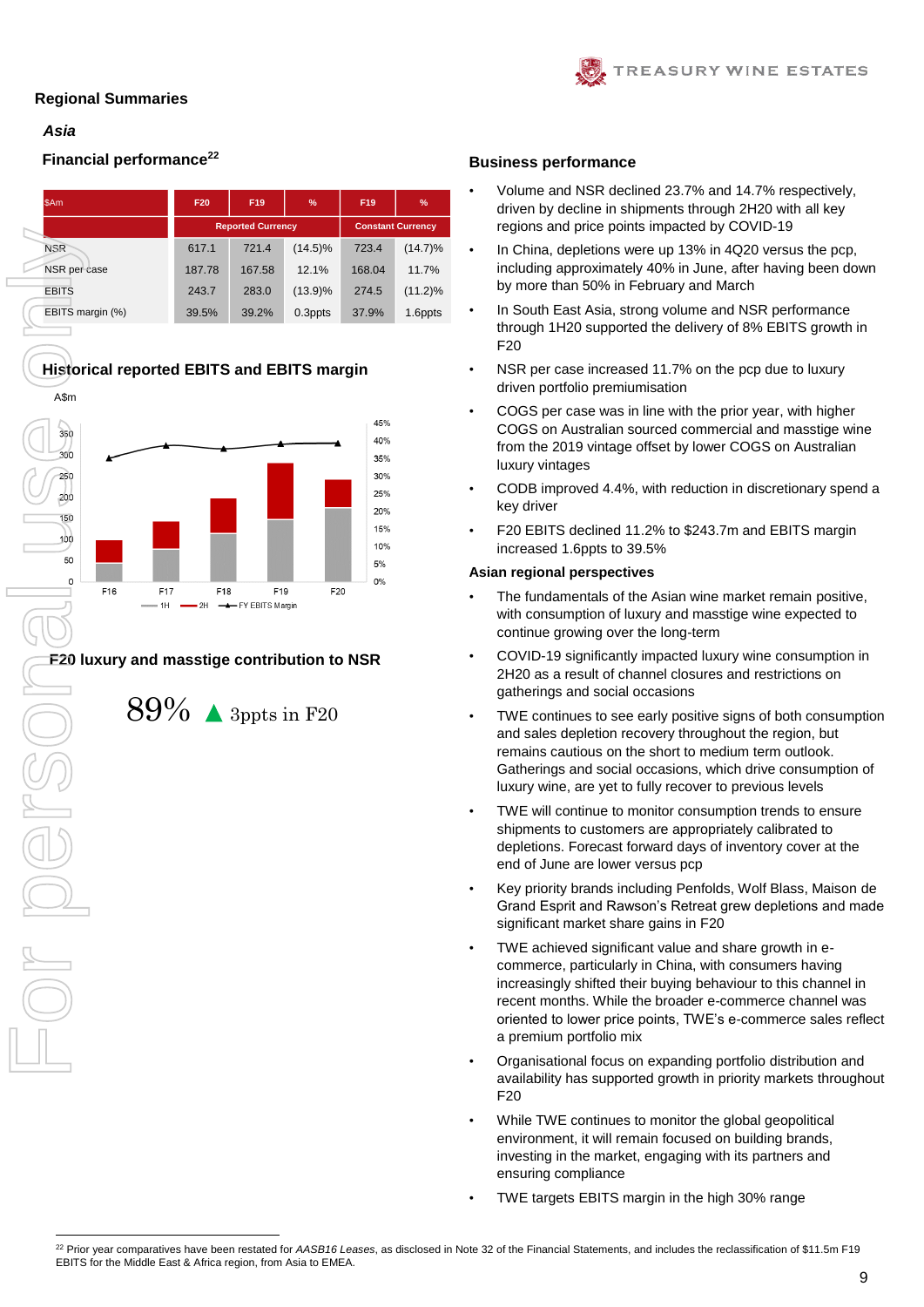## Regional Summaries

### *Asia*

### Financial performance[22]

| $Am | F20 | F19 | % | F19 | % |
|---|---|---|---|---|---|
| | Reported Currency | | | Constant Currency | |
| NSR | 617.1 | 721.4 | (14.5)% | 723.4 | (14.7)% |
| NSR per case | 187.78 | 167.58 | 12.1% | 168.04 | 11.7% |
| EBITS | 243.7 | 283.0 | (13.9)% | 274.5 | (11.2)% |
| EBITS margin (%) | 39.5% | 39.2% | 0.3ppts | 37.9% | 1.6ppts |

### Historical reported EBITS and EBITS margin

A$m

(Chart: F16, F17, F18, F19, F20; 1H, 2H, FY EBITS Margin)

### F20 luxury and masstige contribution to NSR

89% ▲ 3ppts in F20

### Business performance

- Volume and NSR declined 23.7% and 14.7% respectively, driven by decline in shipments through 2H20 with all key regions and price points impacted by COVID-19
- In China, depletions were up 13% in 4Q20 versus the pcp, including approximately 40% in June, after having been down by more than 50% in February and March
- In South East Asia, strong volume and NSR performance through 1H20 supported the delivery of 8% EBITS growth in F20
- NSR per case increased 11.7% on the pcp due to luxury driven portfolio premiumisation
- COGS per case was in line with the prior year, with higher COGS on Australian sourced commercial and masstige wine from the 2019 vintage offset by lower COGS on Australian luxury vintages
- CODB improved 4.4%, with reduction in discretionary spend a key driver
- F20 EBITS declined 11.2% to $243.7m and EBITS margin increased 1.6ppts to 39.5%

### Asian regional perspectives

- The fundamentals of the Asian wine market remain positive, with consumption of luxury and masstige wine expected to continue growing over the long-term
- COVID-19 significantly impacted luxury wine consumption in 2H20 as a result of channel closures and restrictions on gatherings and social occasions
- TWE continues to see early positive signs of both consumption and sales depletion recovery throughout the region, but remains cautious on the short to medium term outlook. Gatherings and social occasions, which drive consumption of luxury wine, are yet to fully recover to previous levels
- TWE will continue to monitor consumption trends to ensure shipments to customers are appropriately calibrated to depletions. Forecast forward days of inventory cover at the end of June are lower versus pcp
- Key priority brands including Penfolds, Wolf Blass, Maison de Grand Esprit and Rawson's Retreat grew depletions and made significant market share gains in F20
- TWE achieved significant value and share growth in e-commerce, particularly in China, with consumers having increasingly shifted their buying behaviour to this channel in recent months. While the broader e-commerce channel was oriented to lower price points, TWE's e-commerce sales reflect a premium portfolio mix
- Organisational focus on expanding portfolio distribution and availability has supported growth in priority markets throughout F20
- While TWE continues to monitor the global geopolitical environment, it will remain focused on building brands, investing in the market, engaging with its partners and ensuring compliance
- TWE targets EBITS margin in the high 30% range

[22] Prior year comparatives have been restated for *AASB16 Leases*, as disclosed in Note 32 of the Financial Statements, and includes the reclassification of $11.5m F19 EBITS for the Middle East & Africa region, from Asia to EMEA.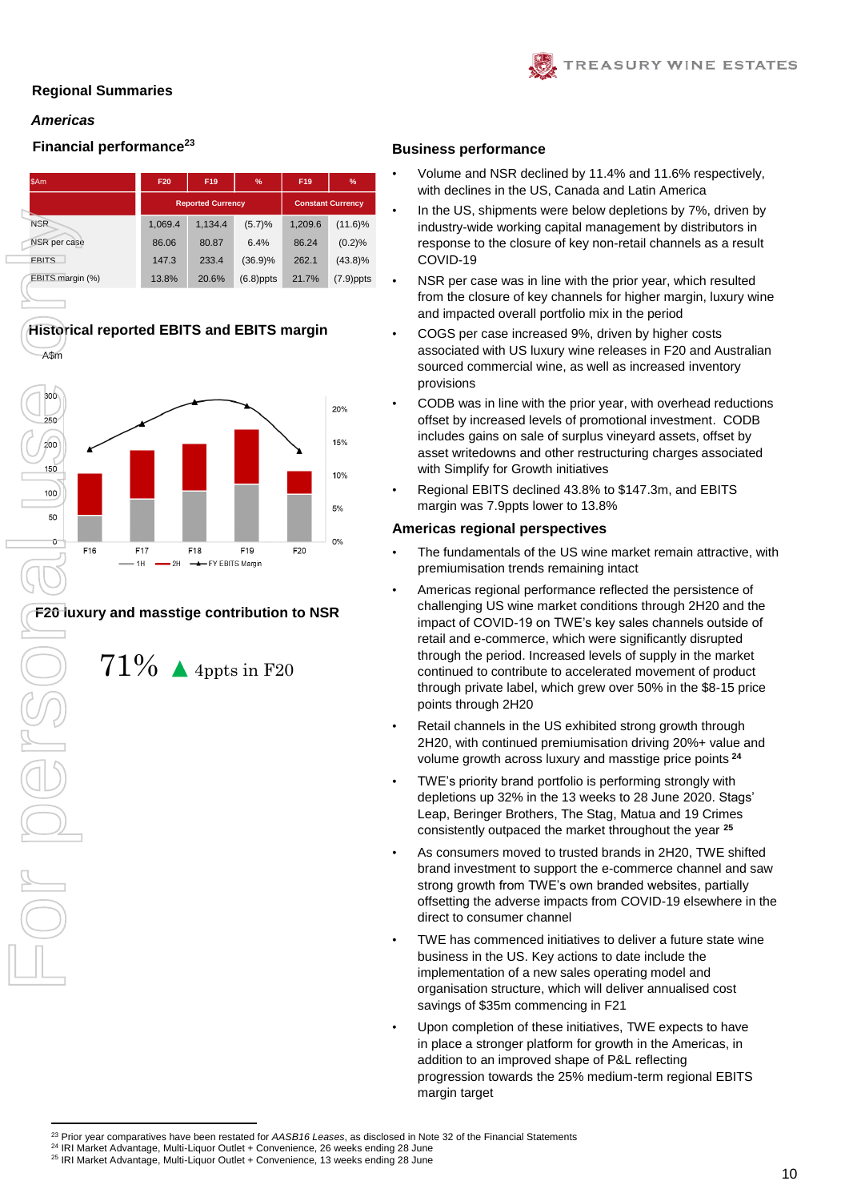## Regional Summaries

### *Americas*

### Financial performance[23]

| $Am | F20 | F19 | % | F19 | % |
|---|---|---|---|---|---|
| | Reported Currency | | | Constant Currency | |
| NSR | 1,069.4 | 1,134.4 | (5.7)% | 1,209.6 | (11.6)% |
| NSR per case | 86.06 | 80.87 | 6.4% | 86.24 | (0.2)% |
| EBITS | 147.3 | 233.4 | (36.9)% | 262.1 | (43.8)% |
| EBITS margin (%) | 13.8% | 20.6% | (6.8)ppts | 21.7% | (7.9)ppts |

### Historical reported EBITS and EBITS margin

A$m

### F20 luxury and masstige contribution to NSR

71% ▲ 4ppts in F20

### Business performance

- Volume and NSR declined by 11.4% and 11.6% respectively, with declines in the US, Canada and Latin America
- In the US, shipments were below depletions by 7%, driven by industry-wide working capital management by distributors in response to the closure of key non-retail channels as a result COVID-19
- NSR per case was in line with the prior year, which resulted from the closure of key channels for higher margin, luxury wine and impacted overall portfolio mix in the period
- COGS per case increased 9%, driven by higher costs associated with US luxury wine releases in F20 and Australian sourced commercial wine, as well as increased inventory provisions
- CODB was in line with the prior year, with overhead reductions offset by increased levels of promotional investment. CODB includes gains on sale of surplus vineyard assets, offset by asset writedowns and other restructuring charges associated with Simplify for Growth initiatives
- Regional EBITS declined 43.8% to $147.3m, and EBITS margin was 7.9ppts lower to 13.8%

### Americas regional perspectives

- The fundamentals of the US wine market remain attractive, with premiumisation trends remaining intact
- Americas regional performance reflected the persistence of challenging US wine market conditions through 2H20 and the impact of COVID-19 on TWE's key sales channels outside of retail and e-commerce, which were significantly disrupted through the period. Increased levels of supply in the market continued to contribute to accelerated movement of product through private label, which grew over 50% in the $8-15 price points through 2H20
- Retail channels in the US exhibited strong growth through 2H20, with continued premiumisation driving 20%+ value and volume growth across luxury and masstige price points [24]
- TWE's priority brand portfolio is performing strongly with depletions up 32% in the 13 weeks to 28 June 2020. Stags' Leap, Beringer Brothers, The Stag, Matua and 19 Crimes consistently outpaced the market throughout the year [25]
- As consumers moved to trusted brands in 2H20, TWE shifted brand investment to support the e-commerce channel and saw strong growth from TWE's own branded websites, partially offsetting the adverse impacts from COVID-19 elsewhere in the direct to consumer channel
- TWE has commenced initiatives to deliver a future state wine business in the US. Key actions to date include the implementation of a new sales operating model and organisation structure, which will deliver annualised cost savings of $35m commencing in F21
- Upon completion of these initiatives, TWE expects to have in place a stronger platform for growth in the Americas, in addition to an improved shape of P&L reflecting progression towards the 25% medium-term regional EBITS margin target

---

[23] Prior year comparatives have been restated for *AASB16 Leases*, as disclosed in Note 32 of the Financial Statements
[24] IRI Market Advantage, Multi-Liquor Outlet + Convenience, 26 weeks ending 28 June
[25] IRI Market Advantage, Multi-Liquor Outlet + Convenience, 13 weeks ending 28 June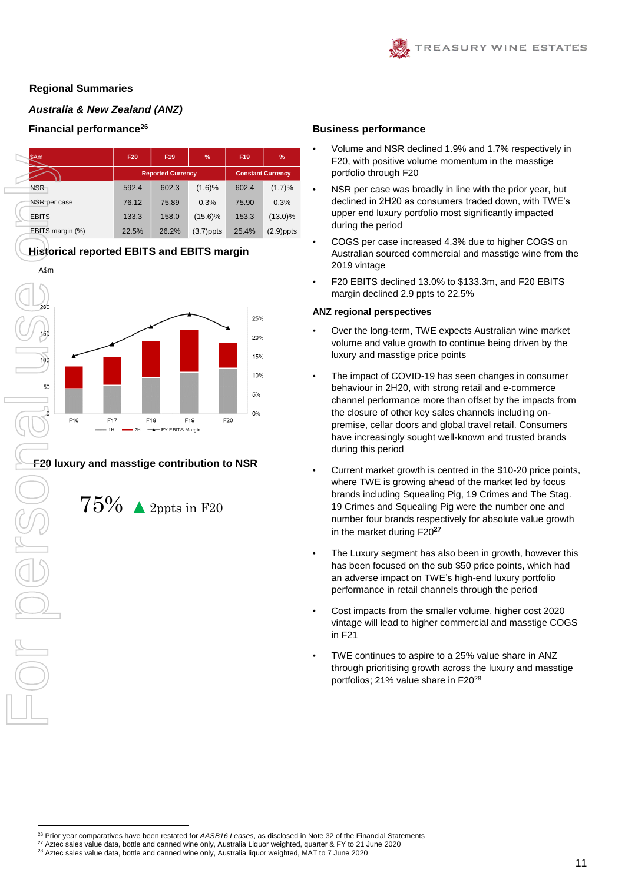## Regional Summaries

### *Australia & New Zealand (ANZ)*

### Financial performance[26]

| $Am | F20 | F19 | % | F19 | % |
|---|---|---|---|---|---|
| | Reported Currency | | | Constant Currency | |
| NSR | 592.4 | 602.3 | (1.6)% | 602.4 | (1.7)% |
| NSR per case | 76.12 | 75.89 | 0.3% | 75.90 | 0.3% |
| EBITS | 133.3 | 158.0 | (15.6)% | 153.3 | (13.0)% |
| EBITS margin (%) | 22.5% | 26.2% | (3.7)ppts | 25.4% | (2.9)ppts |

### Historical reported EBITS and EBITS margin

A$m

200
150
100
50
0

25%
20%
15%
10%
5%
0%

F16 F17 F18 F19 F20

1H 2H FY EBITS Margin

### F20 luxury and masstige contribution to NSR

75% ▲ 2ppts in F20

### Business performance

- Volume and NSR declined 1.9% and 1.7% respectively in F20, with positive volume momentum in the masstige portfolio through F20
- NSR per case was broadly in line with the prior year, but declined in 2H20 as consumers traded down, with TWE's upper end luxury portfolio most significantly impacted during the period
- COGS per case increased 4.3% due to higher COGS on Australian sourced commercial and masstige wine from the 2019 vintage
- F20 EBITS declined 13.0% to $133.3m, and F20 EBITS margin declined 2.9 ppts to 22.5%

### ANZ regional perspectives

- Over the long-term, TWE expects Australian wine market volume and value growth to continue being driven by the luxury and masstige price points
- The impact of COVID-19 has seen changes in consumer behaviour in 2H20, with strong retail and e-commerce channel performance more than offset by the impacts from the closure of other key sales channels including on-premise, cellar doors and global travel retail. Consumers have increasingly sought well-known and trusted brands during this period
- Current market growth is centred in the $10-20 price points, where TWE is growing ahead of the market led by focus brands including Squealing Pig, 19 Crimes and The Stag. 19 Crimes and Squealing Pig were the number one and number four brands respectively for absolute value growth in the market during F20[27]
- The Luxury segment has also been in growth, however this has been focused on the sub $50 price points, which had an adverse impact on TWE's high-end luxury portfolio performance in retail channels through the period
- Cost impacts from the smaller volume, higher cost 2020 vintage will lead to higher commercial and masstige COGS in F21
- TWE continues to aspire to a 25% value share in ANZ through prioritising growth across the luxury and masstige portfolios; 21% value share in F20[28]

---

[26] Prior year comparatives have been restated for *AASB16 Leases*, as disclosed in Note 32 of the Financial Statements
[27] Aztec sales value data, bottle and canned wine only, Australia Liquor weighted, quarter & FY to 21 June 2020
[28] Aztec sales value data, bottle and canned wine only, Australia liquor weighted, MAT to 7 June 2020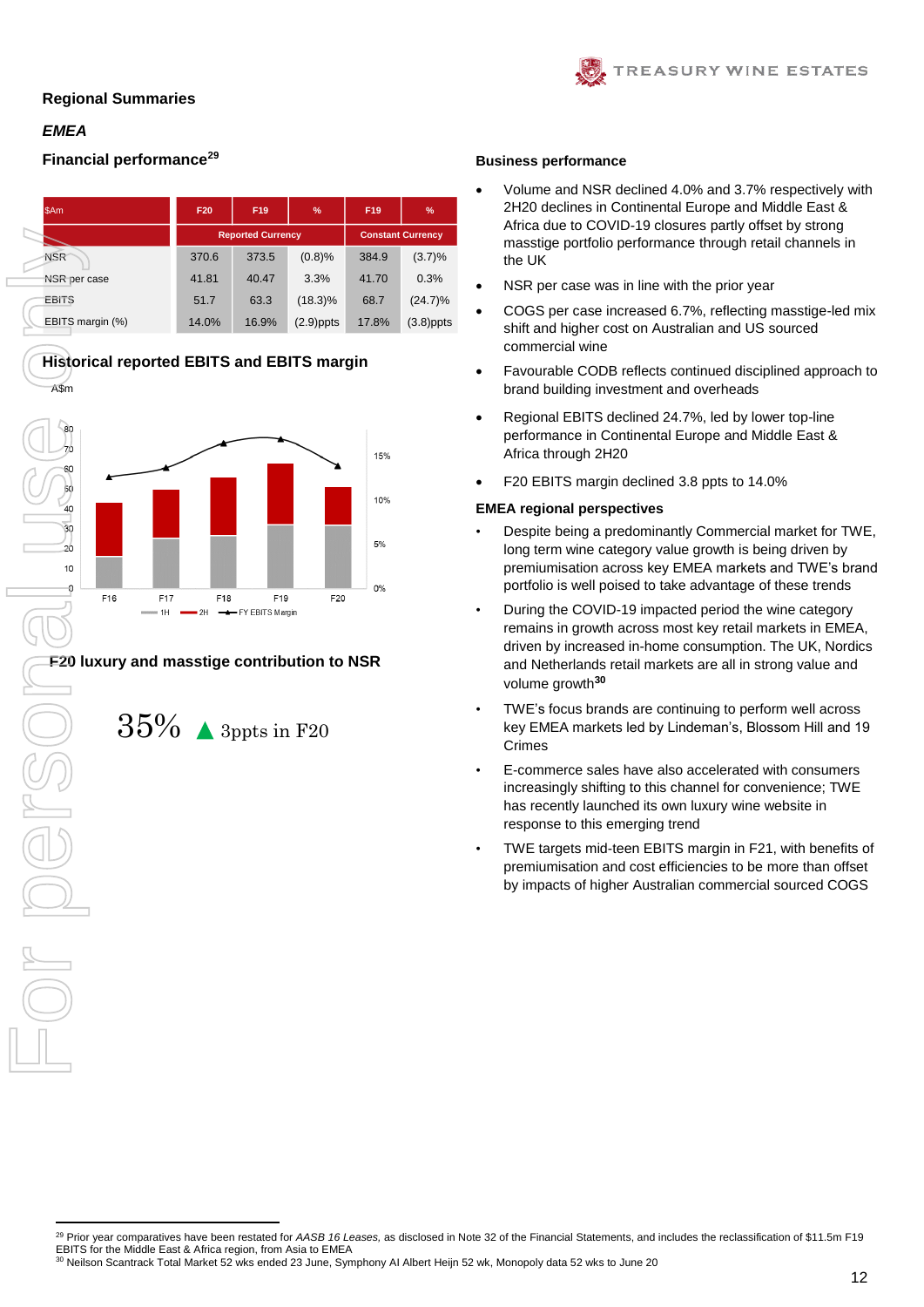## Regional Summaries

### *EMEA*

### Financial performance[29]

| $Am | F20 | F19 | % | F19 | % |
|---|---|---|---|---|---|
| | Reported Currency | | | Constant Currency | |
| NSR | 370.6 | 373.5 | (0.8)% | 384.9 | (3.7)% |
| NSR per case | 41.81 | 40.47 | 3.3% | 41.70 | 0.3% |
| EBITS | 51.7 | 63.3 | (18.3)% | 68.7 | (24.7)% |
| EBITS margin (%) | 14.0% | 16.9% | (2.9)ppts | 17.8% | (3.8)ppts |

### Historical reported EBITS and EBITS margin

A$m

80, 70, 60, 50, 40, 30, 20, 10, 0

15%, 10%, 5%, 0%

F16 F17 F18 F19 F20

1H 2H FY EBITS Margin

### F20 luxury and masstige contribution to NSR

35% ▲ 3ppts in F20

### Business performance

- Volume and NSR declined 4.0% and 3.7% respectively with 2H20 declines in Continental Europe and Middle East & Africa due to COVID-19 closures partly offset by strong masstige portfolio performance through retail channels in the UK
- NSR per case was in line with the prior year
- COGS per case increased 6.7%, reflecting masstige-led mix shift and higher cost on Australian and US sourced commercial wine
- Favourable CODB reflects continued disciplined approach to brand building investment and overheads
- Regional EBITS declined 24.7%, led by lower top-line performance in Continental Europe and Middle East & Africa through 2H20
- F20 EBITS margin declined 3.8 ppts to 14.0%

### EMEA regional perspectives

- Despite being a predominantly Commercial market for TWE, long term wine category value growth is being driven by premiumisation across key EMEA markets and TWE's brand portfolio is well poised to take advantage of these trends
- During the COVID-19 impacted period the wine category remains in growth across most key retail markets in EMEA, driven by increased in-home consumption. The UK, Nordics and Netherlands retail markets are all in strong value and volume growth[30]
- TWE's focus brands are continuing to perform well across key EMEA markets led by Lindeman's, Blossom Hill and 19 Crimes
- E-commerce sales have also accelerated with consumers increasingly shifting to this channel for convenience; TWE has recently launched its own luxury wine website in response to this emerging trend
- TWE targets mid-teen EBITS margin in F21, with benefits of premiumisation and cost efficiencies to be more than offset by impacts of higher Australian commercial sourced COGS

---

[29] Prior year comparatives have been restated for *AASB 16 Leases*, as disclosed in Note 32 of the Financial Statements, and includes the reclassification of $11.5m F19 EBITS for the Middle East & Africa region, from Asia to EMEA

[30] Neilson Scantrack Total Market 52 wks ended 23 June, Symphony AI Albert Heijn 52 wk, Monopoly data 52 wks to June 20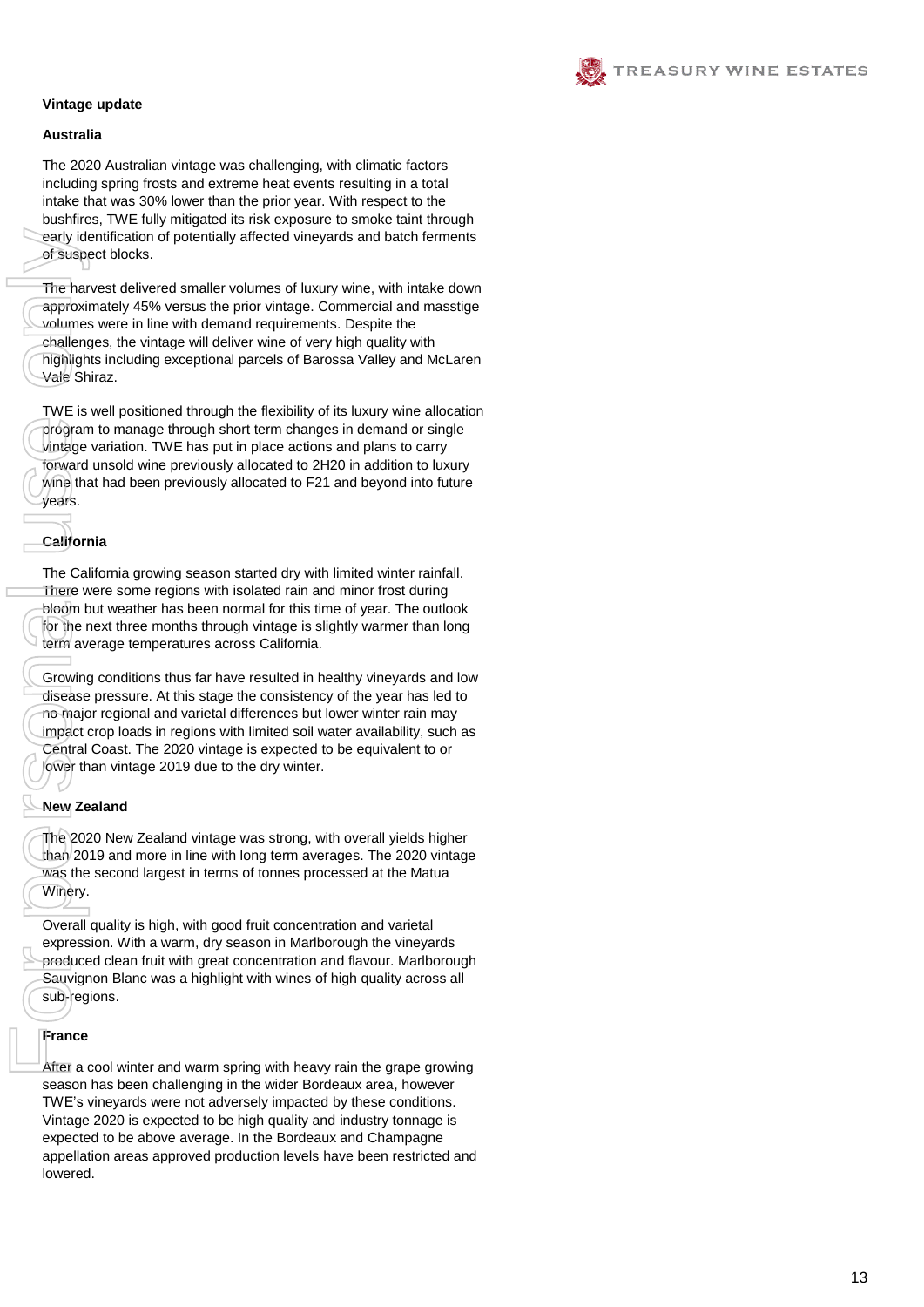## Vintage update

### Australia

The 2020 Australian vintage was challenging, with climatic factors including spring frosts and extreme heat events resulting in a total intake that was 30% lower than the prior year. With respect to the bushfires, TWE fully mitigated its risk exposure to smoke taint through early identification of potentially affected vineyards and batch ferments of suspect blocks.

The harvest delivered smaller volumes of luxury wine, with intake down approximately 45% versus the prior vintage. Commercial and masstige volumes were in line with demand requirements. Despite the challenges, the vintage will deliver wine of very high quality with highlights including exceptional parcels of Barossa Valley and McLaren Vale Shiraz.

TWE is well positioned through the flexibility of its luxury wine allocation program to manage through short term changes in demand or single vintage variation. TWE has put in place actions and plans to carry forward unsold wine previously allocated to 2H20 in addition to luxury wine that had been previously allocated to F21 and beyond into future years.

### California

The California growing season started dry with limited winter rainfall. There were some regions with isolated rain and minor frost during bloom but weather has been normal for this time of year. The outlook for the next three months through vintage is slightly warmer than long term average temperatures across California.

Growing conditions thus far have resulted in healthy vineyards and low disease pressure. At this stage the consistency of the year has led to no major regional and varietal differences but lower winter rain may impact crop loads in regions with limited soil water availability, such as Central Coast. The 2020 vintage is expected to be equivalent to or lower than vintage 2019 due to the dry winter.

### New Zealand

The 2020 New Zealand vintage was strong, with overall yields higher than 2019 and more in line with long term averages. The 2020 vintage was the second largest in terms of tonnes processed at the Matua Winery.

Overall quality is high, with good fruit concentration and varietal expression. With a warm, dry season in Marlborough the vineyards produced clean fruit with great concentration and flavour. Marlborough Sauvignon Blanc was a highlight with wines of high quality across all sub-regions.

### France

After a cool winter and warm spring with heavy rain the grape growing season has been challenging in the wider Bordeaux area, however TWE's vineyards were not adversely impacted by these conditions. Vintage 2020 is expected to be high quality and industry tonnage is expected to be above average. In the Bordeaux and Champagne appellation areas approved production levels have been restricted and lowered.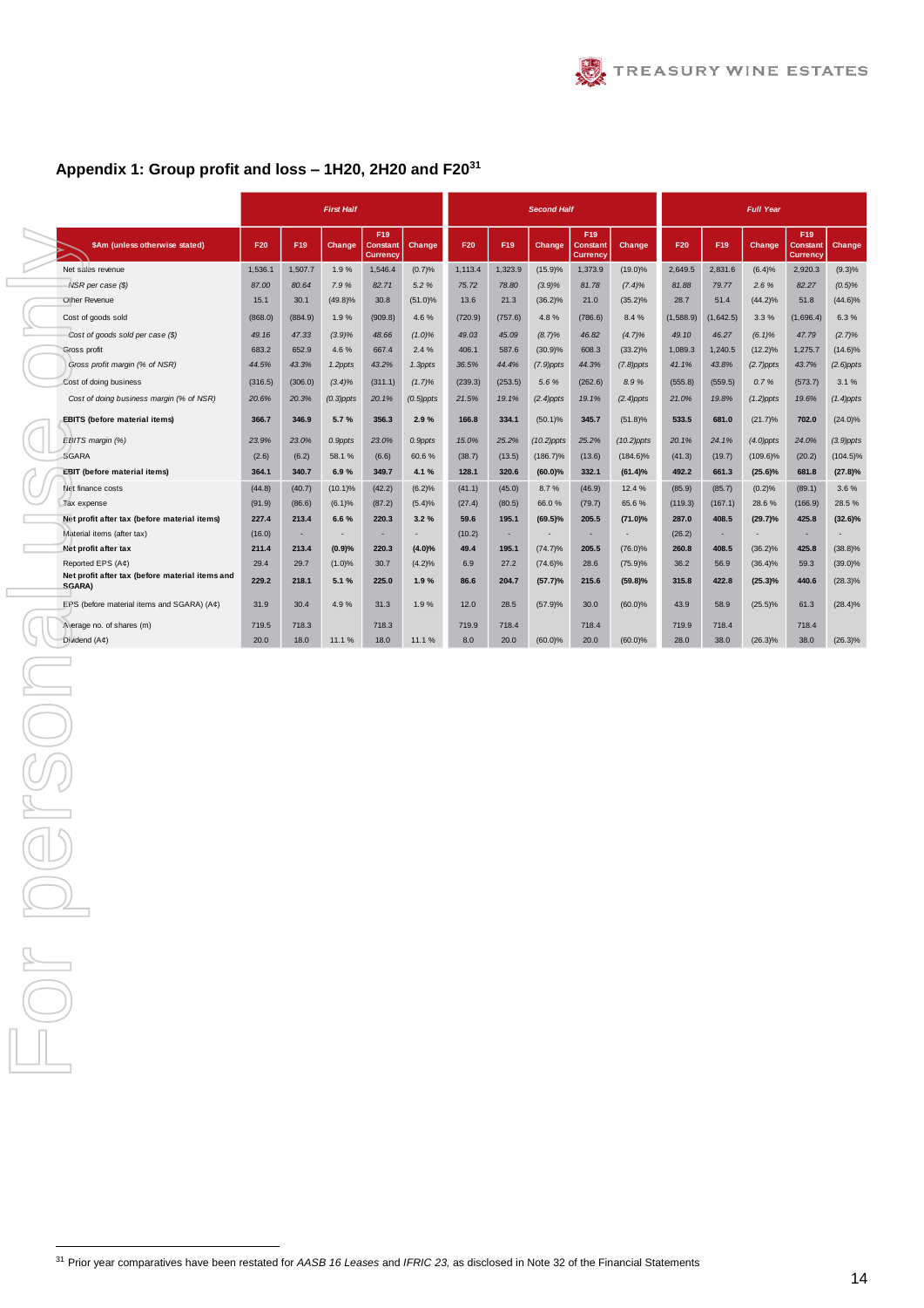## Appendix 1: Group profit and loss – 1H20, 2H20 and F20[31]

| $Am (unless otherwise stated) | First Half | | | | | Second Half | | | | | Full Year | | | | |
|---|---|---|---|---|---|---|---|---|---|---|---|---|---|---|---|
| | F20 | F19 | Change | F19 Constant Currency | Change | F20 | F19 | Change | F19 Constant Currency | Change | F20 | F19 | Change | F19 Constant Currency | Change |
| Net sales revenue | 1,536.1 | 1,507.7 | 1.9 % | 1,546.4 | (0.7)% | 1,113.4 | 1,323.9 | (15.9)% | 1,373.9 | (19.0)% | 2,649.5 | 2,831.6 | (6.4)% | 2,920.3 | (9.3)% |
| *NSR per case ($)* | *87.00* | *80.64* | *7.9 %* | *82.71* | *5.2 %* | *75.72* | *78.80* | *(3.9)%* | *81.78* | *(7.4)%* | *81.88* | *79.77* | *2.6 %* | *82.27* | *(0.5)%* |
| Other Revenue | 15.1 | 30.1 | (49.8)% | 30.8 | (51.0)% | 13.6 | 21.3 | (36.2)% | 21.0 | (35.2)% | 28.7 | 51.4 | (44.2)% | 51.8 | (44.6)% |
| Cost of goods sold | (868.0) | (884.9) | 1.9 % | (909.8) | 4.6 % | (720.9) | (757.6) | 4.8 % | (786.6) | 8.4 % | (1,588.9) | (1,642.5) | 3.3 % | (1,696.4) | 6.3 % |
| *Cost of goods sold per case ($)* | *49.16* | *47.33* | *(3.9)%* | *48.66* | *(1.0)%* | *49.03* | *45.09* | *(8.7)%* | *46.82* | *(4.7)%* | *49.10* | *46.27* | *(6.1)%* | *47.79* | *(2.7)%* |
| Gross profit | 683.2 | 652.9 | 4.6 % | 667.4 | 2.4 % | 406.1 | 587.6 | (30.9)% | 608.3 | (33.2)% | 1,089.3 | 1,240.5 | (12.2)% | 1,275.7 | (14.6)% |
| *Gross profit margin (% of NSR)* | *44.5%* | *43.3%* | *1.2ppts* | *43.2%* | *1.3ppts* | *36.5%* | *44.4%* | *(7.9)ppts* | *44.3%* | *(7.8)ppts* | *41.1%* | *43.8%* | *(2.7)ppts* | *43.7%* | *(2.6)ppts* |
| Cost of doing business | (316.5) | (306.0) | (3.4)% | (311.1) | (1.7)% | (239.3) | (253.5) | 5.6 % | (262.6) | 8.9 % | (555.8) | (559.5) | 0.7 % | (573.7) | 3.1 % |
| *Cost of doing business margin (% of NSR)* | *20.6%* | *20.3%* | *(0.3)ppts* | *20.1%* | *(0.5)ppts* | *21.5%* | *19.1%* | *(2.4)ppts* | *19.1%* | *(2.4)ppts* | *21.0%* | *19.8%* | *(1.2)ppts* | *19.6%* | *(1.4)ppts* |
| **EBITS (before material items)** | **366.7** | **346.9** | **5.7 %** | **356.3** | **2.9 %** | **166.8** | **334.1** | (50.1)% | **345.7** | (51.8)% | **533.5** | **681.0** | (21.7)% | **702.0** | (24.0)% |
| *EBITS margin (%)* | *23.9%* | *23.0%* | *0.9ppts* | *23.0%* | *0.9ppts* | *15.0%* | *25.2%* | *(10.2)ppts* | *25.2%* | *(10.2)ppts* | *20.1%* | *24.1%* | *(4.0)ppts* | *24.0%* | *(3.9)ppts* |
| SGARA | (2.6) | (6.2) | 58.1 % | (6.6) | 60.6 % | (38.7) | (13.5) | (186.7)% | (13.6) | (184.6)% | (41.3) | (19.7) | (109.6)% | (20.2) | (104.5)% |
| **EBIT (before material items)** | **364.1** | **340.7** | **6.9 %** | **349.7** | **4.1 %** | **128.1** | **320.6** | **(60.0)%** | **332.1** | **(61.4)%** | **492.2** | **661.3** | **(25.6)%** | **681.8** | **(27.8)%** |
| Net finance costs | (44.8) | (40.7) | (10.1)% | (42.2) | (6.2)% | (41.1) | (45.0) | 8.7 % | (46.9) | 12.4 % | (85.9) | (85.7) | (0.2)% | (89.1) | 3.6 % |
| Tax expense | (91.9) | (86.6) | (6.1)% | (87.2) | (5.4)% | (27.4) | (80.5) | 66.0 % | (79.7) | 65.6 % | (119.3) | (167.1) | 28.6 % | (166.9) | 28.5 % |
| **Net profit after tax (before material items)** | **227.4** | **213.4** | **6.6 %** | **220.3** | **3.2 %** | **59.6** | **195.1** | **(69.5)%** | **205.5** | **(71.0)%** | **287.0** | **408.5** | **(29.7)%** | **425.8** | **(32.6)%** |
| Material items (after tax) | (16.0) | - | - | - | - | (10.2) | - | - | - | - | (26.2) | - | - | - | - |
| **Net profit after tax** | **211.4** | **213.4** | **(0.9)%** | **220.3** | **(4.0)%** | **49.4** | **195.1** | **(74.7)%** | **205.5** | **(76.0)%** | **260.8** | **408.5** | **(36.2)%** | **425.8** | **(38.8)%** |
| Reported EPS (A¢) | 29.4 | 29.7 | (1.0)% | 30.7 | (4.2)% | 6.9 | 27.2 | (74.6)% | 28.6 | (75.9)% | 36.2 | 56.9 | (36.4)% | 59.3 | (39.0)% |
| **Net profit after tax (before material items and SGARA)** | **229.2** | **218.1** | **5.1 %** | **225.0** | **1.9 %** | **86.6** | **204.7** | **(57.7)%** | **215.6** | **(59.8)%** | **315.8** | **422.8** | **(25.3)%** | **440.6** | (28.3)% |
| EPS (before material items and SGARA) (A¢) | 31.9 | 30.4 | 4.9 % | 31.3 | 1.9 % | 12.0 | 28.5 | (57.9)% | 30.0 | (60.0)% | 43.9 | 58.9 | (25.5)% | 61.3 | (28.4)% |
| Average no. of shares (m) | 719.5 | 718.3 | | 718.3 | | 719.9 | 718.4 | | 718.4 | | 719.9 | 718.4 | | 718.4 | |
| Dividend (A¢) | 20.0 | 18.0 | 11.1 % | 18.0 | 11.1 % | 8.0 | 20.0 | (60.0)% | 20.0 | (60.0)% | 28.0 | 38.0 | (26.3)% | 38.0 | (26.3)% |

[31] Prior year comparatives have been restated for *AASB 16 Leases* and *IFRIC 23*, as disclosed in Note 32 of the Financial Statements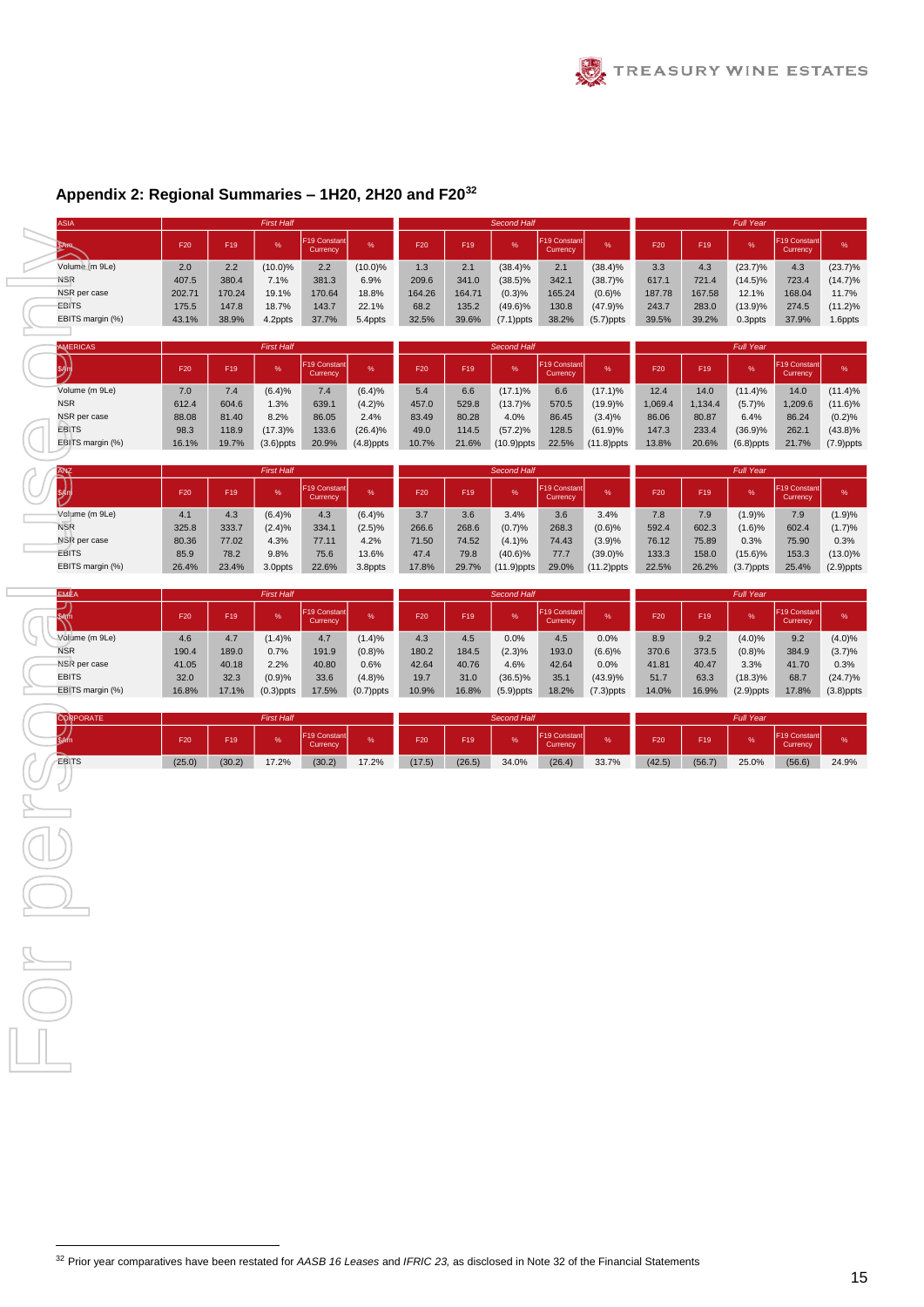## Appendix 2: Regional Summaries – 1H20, 2H20 and F20[32]

| ASIA | First Half | | | | | Second Half | | | | | Full Year | | | | |
|---|---|---|---|---|---|---|---|---|---|---|---|---|---|---|---|
| $Am | F20 | F19 | % | F19 Constant Currency | % | F20 | F19 | % | F19 Constant Currency | % | F20 | F19 | % | F19 Constant Currency | % |
| Volume (m 9Le) | 2.0 | 2.2 | (10.0)% | 2.2 | (10.0)% | 1.3 | 2.1 | (38.4)% | 2.1 | (38.4)% | 3.3 | 4.3 | (23.7)% | 4.3 | (23.7)% |
| NSR | 407.5 | 380.4 | 7.1% | 381.3 | 6.9% | 209.6 | 341.0 | (38.5)% | 342.1 | (38.7)% | 617.1 | 721.4 | (14.5)% | 723.4 | (14.7)% |
| NSR per case | 202.71 | 170.24 | 19.1% | 170.64 | 18.8% | 164.26 | 164.71 | (0.3)% | 165.24 | (0.6)% | 187.78 | 167.58 | 12.1% | 168.04 | 11.7% |
| EBITS | 175.5 | 147.8 | 18.7% | 143.7 | 22.1% | 68.2 | 135.2 | (49.6)% | 130.8 | (47.9)% | 243.7 | 283.0 | (13.9)% | 274.5 | (11.2)% |
| EBITS margin (%) | 43.1% | 38.9% | 4.2ppts | 37.7% | 5.4ppts | 32.5% | 39.6% | (7.1)ppts | 38.2% | (5.7)ppts | 39.5% | 39.2% | 0.3ppts | 37.9% | 1.6ppts |

| AMERICAS | First Half | | | | | Second Half | | | | | Full Year | | | | |
|---|---|---|---|---|---|---|---|---|---|---|---|---|---|---|---|
| $Am | F20 | F19 | % | F19 Constant Currency | % | F20 | F19 | % | F19 Constant Currency | % | F20 | F19 | % | F19 Constant Currency | % |
| Volume (m 9Le) | 7.0 | 7.4 | (6.4)% | 7.4 | (6.4)% | 5.4 | 6.6 | (17.1)% | 6.6 | (17.1)% | 12.4 | 14.0 | (11.4)% | 14.0 | (11.4)% |
| NSR | 612.4 | 604.6 | 1.3% | 639.1 | (4.2)% | 457.0 | 529.8 | (13.7)% | 570.5 | (19.9)% | 1,069.4 | 1,134.4 | (5.7)% | 1,209.6 | (11.6)% |
| NSR per case | 88.08 | 81.40 | 8.2% | 86.05 | 2.4% | 83.49 | 80.28 | 4.0% | 86.45 | (3.4)% | 86.06 | 80.87 | 6.4% | 86.24 | (0.2)% |
| EBITS | 98.3 | 118.9 | (17.3)% | 133.6 | (26.4)% | 49.0 | 114.5 | (57.2)% | 128.5 | (61.9)% | 147.3 | 233.4 | (36.9)% | 262.1 | (43.8)% |
| EBITS margin (%) | 16.1% | 19.7% | (3.6)ppts | 20.9% | (4.8)ppts | 10.7% | 21.6% | (10.9)ppts | 22.5% | (11.8)ppts | 13.8% | 20.6% | (6.8)ppts | 21.7% | (7.9)ppts |

| ANZ | First Half | | | | | Second Half | | | | | Full Year | | | | |
|---|---|---|---|---|---|---|---|---|---|---|---|---|---|---|---|
| $Am | F20 | F19 | % | F19 Constant Currency | % | F20 | F19 | % | F19 Constant Currency | % | F20 | F19 | % | F19 Constant Currency | % |
| Volume (m 9Le) | 4.1 | 4.3 | (6.4)% | 4.3 | (6.4)% | 3.7 | 3.6 | 3.4% | 3.6 | 3.4% | 7.8 | 7.9 | (1.9)% | 7.9 | (1.9)% |
| NSR | 325.8 | 333.7 | (2.4)% | 334.1 | (2.5)% | 266.6 | 268.6 | (0.7)% | 268.3 | (0.6)% | 592.4 | 602.3 | (1.6)% | 602.4 | (1.7)% |
| NSR per case | 80.36 | 77.02 | 4.3% | 77.11 | 4.2% | 71.50 | 74.52 | (4.1)% | 74.43 | (3.9)% | 76.12 | 75.89 | 0.3% | 75.90 | 0.3% |
| EBITS | 85.9 | 78.2 | 9.8% | 75.6 | 13.6% | 47.4 | 79.8 | (40.6)% | 77.7 | (39.0)% | 133.3 | 158.0 | (15.6)% | 153.3 | (13.0)% |
| EBITS margin (%) | 26.4% | 23.4% | 3.0ppts | 22.6% | 3.8ppts | 17.8% | 29.7% | (11.9)ppts | 29.0% | (11.2)ppts | 22.5% | 26.2% | (3.7)ppts | 25.4% | (2.9)ppts |

| EMEA | First Half | | | | | Second Half | | | | | Full Year | | | | |
|---|---|---|---|---|---|---|---|---|---|---|---|---|---|---|---|
| $Am | F20 | F19 | % | F19 Constant Currency | % | F20 | F19 | % | F19 Constant Currency | % | F20 | F19 | % | F19 Constant Currency | % |
| Volume (m 9Le) | 4.6 | 4.7 | (1.4)% | 4.7 | (1.4)% | 4.3 | 4.5 | 0.0% | 4.5 | 0.0% | 8.9 | 9.2 | (4.0)% | 9.2 | (4.0)% |
| NSR | 190.4 | 189.0 | 0.7% | 191.9 | (0.8)% | 180.2 | 184.5 | (2.3)% | 193.0 | (6.6)% | 370.6 | 373.5 | (0.8)% | 384.9 | (3.7)% |
| NSR per case | 41.05 | 40.18 | 2.2% | 40.80 | 0.6% | 42.64 | 40.76 | 4.6% | 42.64 | 0.0% | 41.81 | 40.47 | 3.3% | 41.70 | 0.3% |
| EBITS | 32.0 | 32.3 | (0.9)% | 33.6 | (4.8)% | 19.7 | 31.0 | (36.5)% | 35.1 | (43.9)% | 51.7 | 63.3 | (18.3)% | 68.7 | (24.7)% |
| EBITS margin (%) | 16.8% | 17.1% | (0.3)ppts | 17.5% | (0.7)ppts | 10.9% | 16.8% | (5.9)ppts | 18.2% | (7.3)ppts | 14.0% | 16.9% | (2.9)ppts | 17.8% | (3.8)ppts |

| CORPORATE | First Half | | | | | Second Half | | | | | Full Year | | | | |
|---|---|---|---|---|---|---|---|---|---|---|---|---|---|---|---|
| $Am | F20 | F19 | % | F19 Constant Currency | % | F20 | F19 | % | F19 Constant Currency | % | F20 | F19 | % | F19 Constant Currency | % |
| EBITS | (25.0) | (30.2) | 17.2% | (30.2) | 17.2% | (17.5) | (26.5) | 34.0% | (26.4) | 33.7% | (42.5) | (56.7) | 25.0% | (56.6) | 24.9% |

[32] Prior year comparatives have been restated for *AASB 16 Leases* and *IFRIC 23*, as disclosed in Note 32 of the Financial Statements